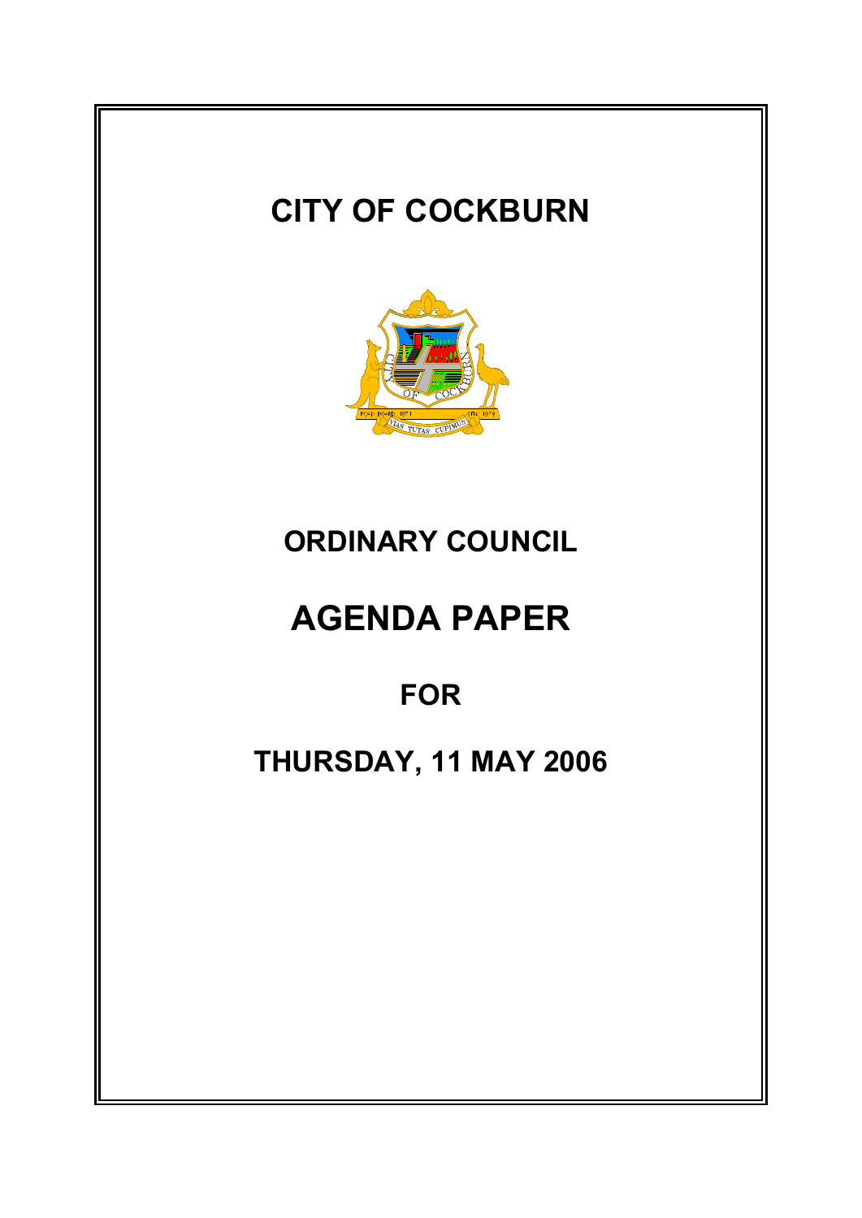# CITY OF COCKBURN

## ORDINARY COUNCIL

# AGENDA PAPER

## FOR

## THURSDAY, 11 MAY 2006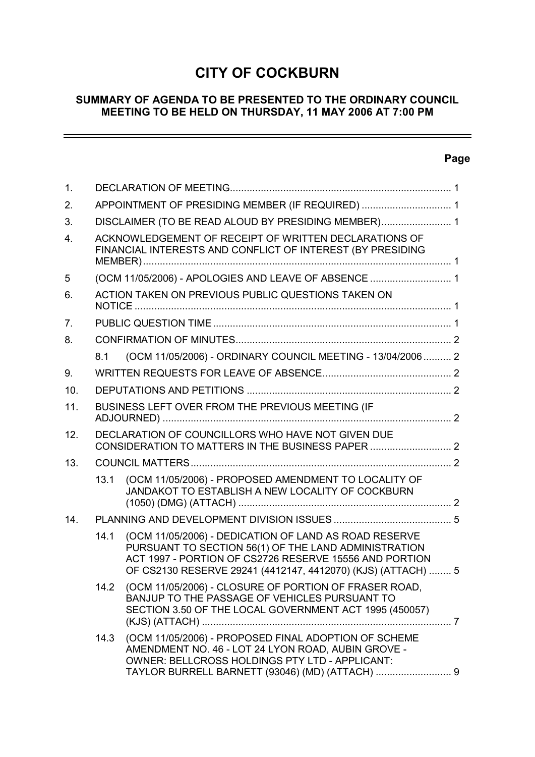# CITY OF COCKBURN

## SUMMARY OF AGENDA TO BE PRESENTED TO THE ORDINARY COUNCIL MEETING TO BE HELD ON THURSDAY, 11 MAY 2006 AT 7:00 PM

| | | | Page |
|---|---|---|---|
| 1. | DECLARATION OF MEETING | | 1 |
| 2. | APPOINTMENT OF PRESIDING MEMBER (IF REQUIRED) | | 1 |
| 3. | DISCLAIMER (TO BE READ ALOUD BY PRESIDING MEMBER) | | 1 |
| 4. | ACKNOWLEDGEMENT OF RECEIPT OF WRITTEN DECLARATIONS OF FINANCIAL INTERESTS AND CONFLICT OF INTEREST (BY PRESIDING MEMBER) | | 1 |
| 5 | (OCM 11/05/2006) - APOLOGIES AND LEAVE OF ABSENCE | | 1 |
| 6. | ACTION TAKEN ON PREVIOUS PUBLIC QUESTIONS TAKEN ON NOTICE | | 1 |
| 7. | PUBLIC QUESTION TIME | | 1 |
| 8. | CONFIRMATION OF MINUTES | | 2 |
| | 8.1 | (OCM 11/05/2006) - ORDINARY COUNCIL MEETING - 13/04/2006 | 2 |
| 9. | WRITTEN REQUESTS FOR LEAVE OF ABSENCE | | 2 |
| 10. | DEPUTATIONS AND PETITIONS | | 2 |
| 11. | BUSINESS LEFT OVER FROM THE PREVIOUS MEETING (IF ADJOURNED) | | 2 |
| 12. | DECLARATION OF COUNCILLORS WHO HAVE NOT GIVEN DUE CONSIDERATION TO MATTERS IN THE BUSINESS PAPER | | 2 |
| 13. | COUNCIL MATTERS | | 2 |
| | 13.1 | (OCM 11/05/2006) - PROPOSED AMENDMENT TO LOCALITY OF JANDAKOT TO ESTABLISH A NEW LOCALITY OF COCKBURN (1050) (DMG) (ATTACH) | 2 |
| 14. | PLANNING AND DEVELOPMENT DIVISION ISSUES | | 5 |
| | 14.1 | (OCM 11/05/2006) - DEDICATION OF LAND AS ROAD RESERVE PURSUANT TO SECTION 56(1) OF THE LAND ADMINISTRATION ACT 1997 - PORTION OF CS2726 RESERVE 15556 AND PORTION OF CS2130 RESERVE 29241 (4412147, 4412070) (KJS) (ATTACH) | 5 |
| | 14.2 | (OCM 11/05/2006) - CLOSURE OF PORTION OF FRASER ROAD, BANJUP TO THE PASSAGE OF VEHICLES PURSUANT TO SECTION 3.50 OF THE LOCAL GOVERNMENT ACT 1995 (450057) (KJS) (ATTACH) | 7 |
| | 14.3 | (OCM 11/05/2006) - PROPOSED FINAL ADOPTION OF SCHEME AMENDMENT NO. 46 - LOT 24 LYON ROAD, AUBIN GROVE - OWNER: BELLCROSS HOLDINGS PTY LTD - APPLICANT: TAYLOR BURRELL BARNETT (93046) (MD) (ATTACH) | 9 |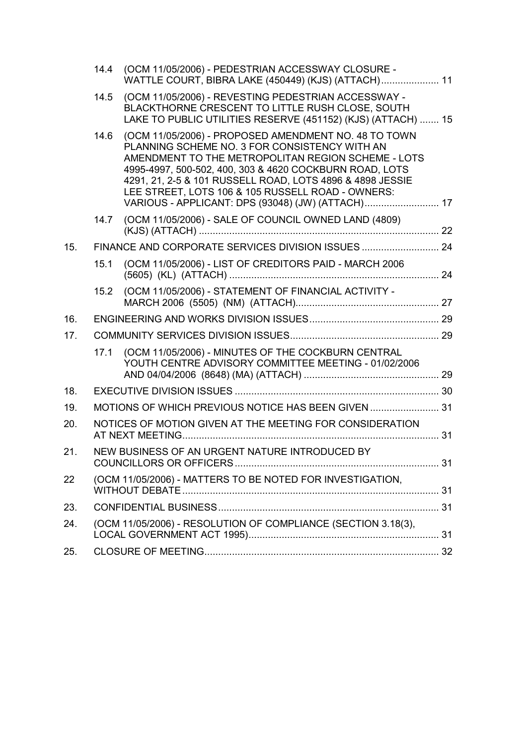14.4 (OCM 11/05/2006) - PEDESTRIAN ACCESSWAY CLOSURE - WATTLE COURT, BIBRA LAKE (450449) (KJS) (ATTACH) ..................... 11

14.5 (OCM 11/05/2006) - REVESTING PEDESTRIAN ACCESSWAY - BLACKTHORNE CRESCENT TO LITTLE RUSH CLOSE, SOUTH LAKE TO PUBLIC UTILITIES RESERVE (451152) (KJS) (ATTACH) ....... 15

14.6 (OCM 11/05/2006) - PROPOSED AMENDMENT NO. 48 TO TOWN PLANNING SCHEME NO. 3 FOR CONSISTENCY WITH AN AMENDMENT TO THE METROPOLITAN REGION SCHEME - LOTS 4995-4997, 500-502, 400, 303 & 4620 COCKBURN ROAD, LOTS 4291, 21, 2-5 & 101 RUSSELL ROAD, LOTS 4896 & 4898 JESSIE LEE STREET, LOTS 106 & 105 RUSSELL ROAD - OWNERS: VARIOUS - APPLICANT: DPS (93048) (JW) (ATTACH) ........................... 17

14.7 (OCM 11/05/2006) - SALE OF COUNCIL OWNED LAND (4809) (KJS) (ATTACH) ........................................................................................ 22

15. FINANCE AND CORPORATE SERVICES DIVISION ISSUES ............................ 24

15.1 (OCM 11/05/2006) - LIST OF CREDITORS PAID - MARCH 2006 (5605) (KL) (ATTACH) ............................................................................ 24

15.2 (OCM 11/05/2006) - STATEMENT OF FINANCIAL ACTIVITY - MARCH 2006 (5505) (NM) (ATTACH).................................................... 27

16. ENGINEERING AND WORKS DIVISION ISSUES............................................... 29

17. COMMUNITY SERVICES DIVISION ISSUES...................................................... 29

17.1 (OCM 11/05/2006) - MINUTES OF THE COCKBURN CENTRAL YOUTH CENTRE ADVISORY COMMITTEE MEETING - 01/02/2006 AND 04/04/2006 (8648) (MA) (ATTACH) ................................................. 29

18. EXECUTIVE DIVISION ISSUES .......................................................................... 30

19. MOTIONS OF WHICH PREVIOUS NOTICE HAS BEEN GIVEN ......................... 31

20. NOTICES OF MOTION GIVEN AT THE MEETING FOR CONSIDERATION AT NEXT MEETING............................................................................................. 31

21. NEW BUSINESS OF AN URGENT NATURE INTRODUCED BY COUNCILLORS OR OFFICERS .......................................................................... 31

22 (OCM 11/05/2006) - MATTERS TO BE NOTED FOR INVESTIGATION, WITHOUT DEBATE ............................................................................................. 31

23. CONFIDENTIAL BUSINESS................................................................................ 31

24. (OCM 11/05/2006) - RESOLUTION OF COMPLIANCE (SECTION 3.18(3), LOCAL GOVERNMENT ACT 1995)..................................................................... 31

25. CLOSURE OF MEETING..................................................................................... 32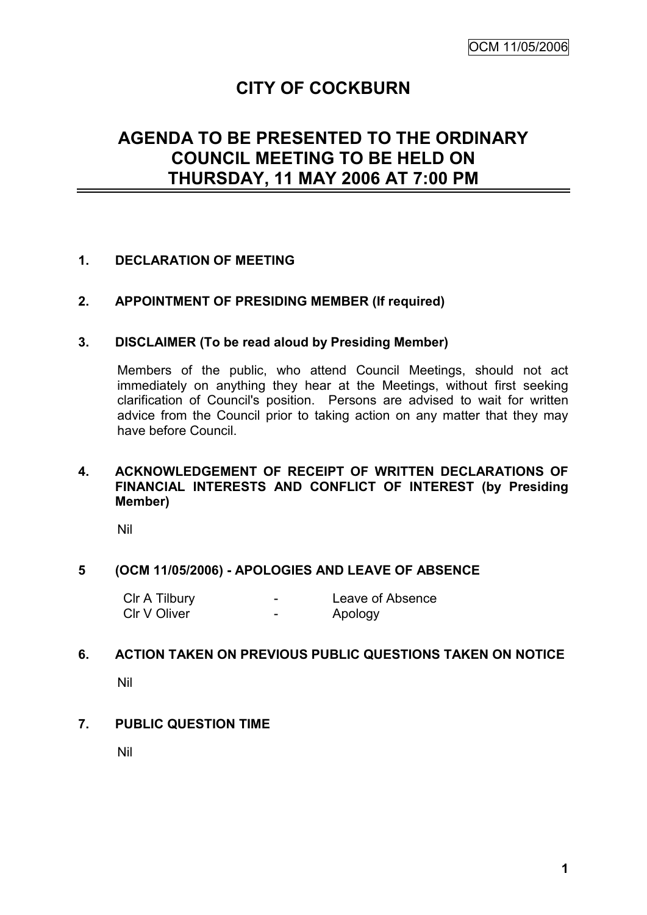# CITY OF COCKBURN

## AGENDA TO BE PRESENTED TO THE ORDINARY COUNCIL MEETING TO BE HELD ON THURSDAY, 11 MAY 2006 AT 7:00 PM

### 1. DECLARATION OF MEETING

### 2. APPOINTMENT OF PRESIDING MEMBER (If required)

### 3. DISCLAIMER (To be read aloud by Presiding Member)

Members of the public, who attend Council Meetings, should not act immediately on anything they hear at the Meetings, without first seeking clarification of Council's position. Persons are advised to wait for written advice from the Council prior to taking action on any matter that they may have before Council.

### 4. ACKNOWLEDGEMENT OF RECEIPT OF WRITTEN DECLARATIONS OF FINANCIAL INTERESTS AND CONFLICT OF INTEREST (by Presiding Member)

Nil

### 5 (OCM 11/05/2006) - APOLOGIES AND LEAVE OF ABSENCE

| | | |
|---|---|---|
| Clr A Tilbury | - | Leave of Absence |
| Clr V Oliver | - | Apology |

### 6. ACTION TAKEN ON PREVIOUS PUBLIC QUESTIONS TAKEN ON NOTICE

Nil

### 7. PUBLIC QUESTION TIME

Nil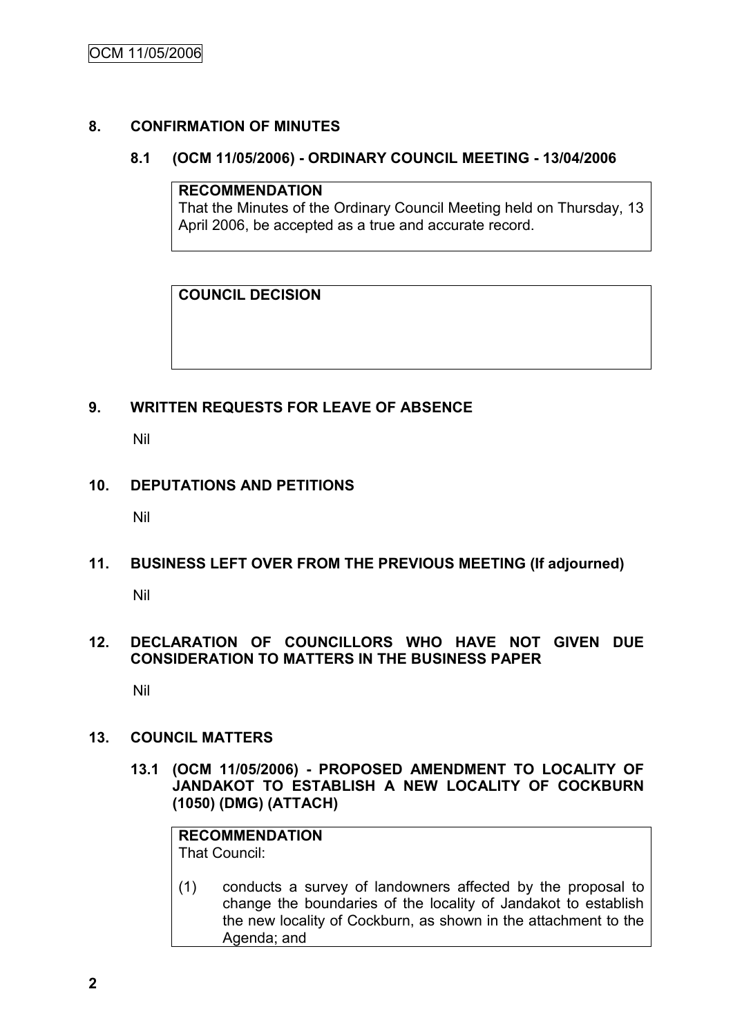## 8. CONFIRMATION OF MINUTES

### 8.1 (OCM 11/05/2006) - ORDINARY COUNCIL MEETING - 13/04/2006

**RECOMMENDATION**
That the Minutes of the Ordinary Council Meeting held on Thursday, 13 April 2006, be accepted as a true and accurate record.

**COUNCIL DECISION**

## 9. WRITTEN REQUESTS FOR LEAVE OF ABSENCE

Nil

## 10. DEPUTATIONS AND PETITIONS

Nil

## 11. BUSINESS LEFT OVER FROM THE PREVIOUS MEETING (If adjourned)

Nil

## 12. DECLARATION OF COUNCILLORS WHO HAVE NOT GIVEN DUE CONSIDERATION TO MATTERS IN THE BUSINESS PAPER

Nil

## 13. COUNCIL MATTERS

### 13.1 (OCM 11/05/2006) - PROPOSED AMENDMENT TO LOCALITY OF JANDAKOT TO ESTABLISH A NEW LOCALITY OF COCKBURN (1050) (DMG) (ATTACH)

**RECOMMENDATION**
That Council:

(1) conducts a survey of landowners affected by the proposal to change the boundaries of the locality of Jandakot to establish the new locality of Cockburn, as shown in the attachment to the Agenda; and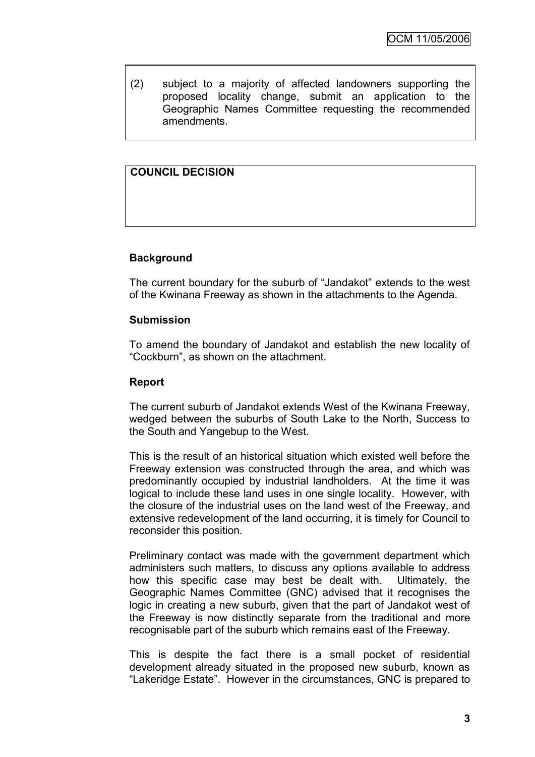(2) subject to a majority of affected landowners supporting the proposed locality change, submit an application to the Geographic Names Committee requesting the recommended amendments.

**COUNCIL DECISION**

**Background**

The current boundary for the suburb of "Jandakot" extends to the west of the Kwinana Freeway as shown in the attachments to the Agenda.

**Submission**

To amend the boundary of Jandakot and establish the new locality of "Cockburn", as shown on the attachment.

**Report**

The current suburb of Jandakot extends West of the Kwinana Freeway, wedged between the suburbs of South Lake to the North, Success to the South and Yangebup to the West.

This is the result of an historical situation which existed well before the Freeway extension was constructed through the area, and which was predominantly occupied by industrial landholders. At the time it was logical to include these land uses in one single locality. However, with the closure of the industrial uses on the land west of the Freeway, and extensive redevelopment of the land occurring, it is timely for Council to reconsider this position.

Preliminary contact was made with the government department which administers such matters, to discuss any options available to address how this specific case may best be dealt with. Ultimately, the Geographic Names Committee (GNC) advised that it recognises the logic in creating a new suburb, given that the part of Jandakot west of the Freeway is now distinctly separate from the traditional and more recognisable part of the suburb which remains east of the Freeway.

This is despite the fact there is a small pocket of residential development already situated in the proposed new suburb, known as "Lakeridge Estate". However in the circumstances, GNC is prepared to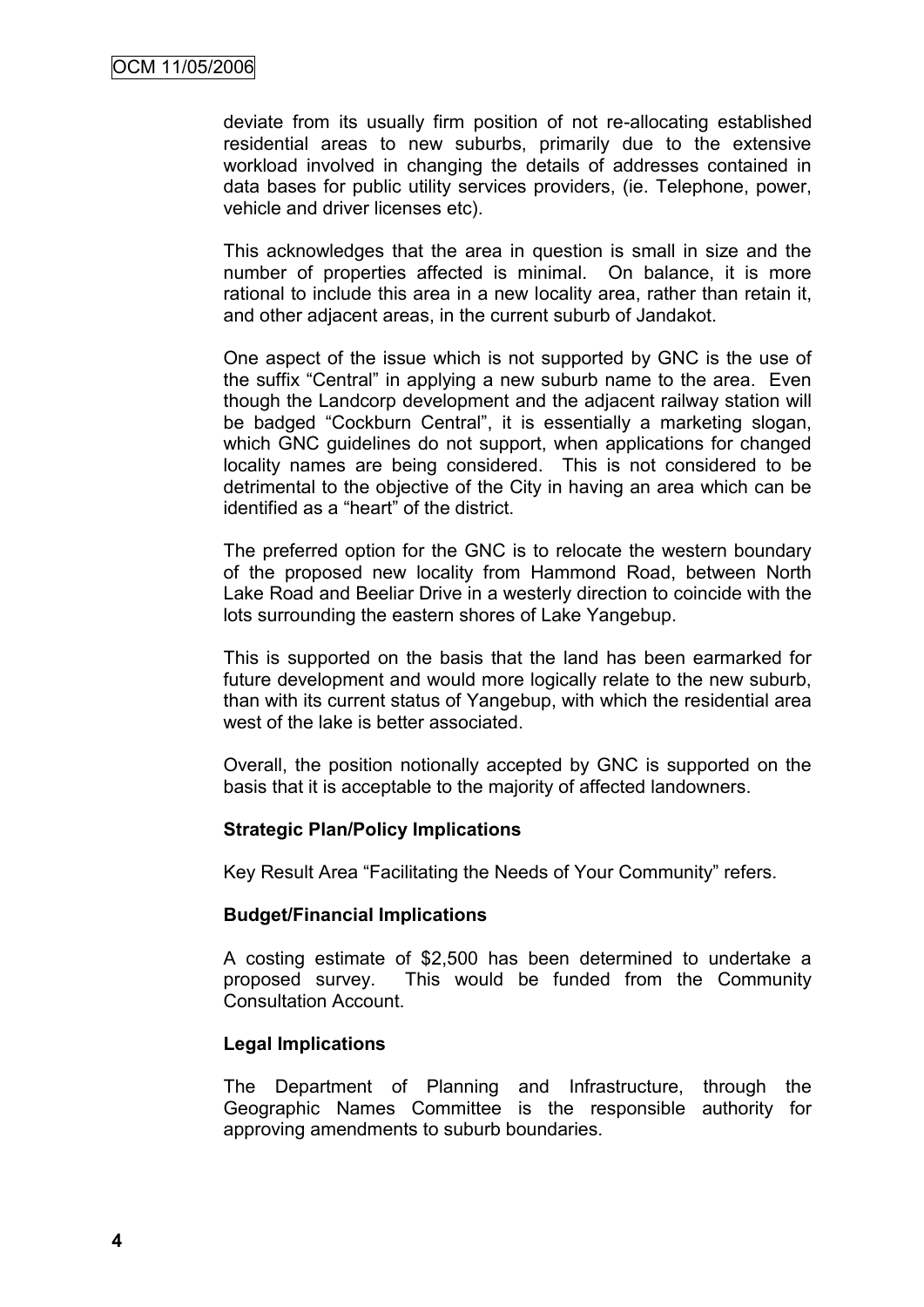deviate from its usually firm position of not re-allocating established residential areas to new suburbs, primarily due to the extensive workload involved in changing the details of addresses contained in data bases for public utility services providers, (ie. Telephone, power, vehicle and driver licenses etc).

This acknowledges that the area in question is small in size and the number of properties affected is minimal. On balance, it is more rational to include this area in a new locality area, rather than retain it, and other adjacent areas, in the current suburb of Jandakot.

One aspect of the issue which is not supported by GNC is the use of the suffix "Central" in applying a new suburb name to the area. Even though the Landcorp development and the adjacent railway station will be badged "Cockburn Central", it is essentially a marketing slogan, which GNC guidelines do not support, when applications for changed locality names are being considered. This is not considered to be detrimental to the objective of the City in having an area which can be identified as a "heart" of the district.

The preferred option for the GNC is to relocate the western boundary of the proposed new locality from Hammond Road, between North Lake Road and Beeliar Drive in a westerly direction to coincide with the lots surrounding the eastern shores of Lake Yangebup.

This is supported on the basis that the land has been earmarked for future development and would more logically relate to the new suburb, than with its current status of Yangebup, with which the residential area west of the lake is better associated.

Overall, the position notionally accepted by GNC is supported on the basis that it is acceptable to the majority of affected landowners.

**Strategic Plan/Policy Implications**

Key Result Area "Facilitating the Needs of Your Community" refers.

**Budget/Financial Implications**

A costing estimate of $2,500 has been determined to undertake a proposed survey. This would be funded from the Community Consultation Account.

**Legal Implications**

The Department of Planning and Infrastructure, through the Geographic Names Committee is the responsible authority for approving amendments to suburb boundaries.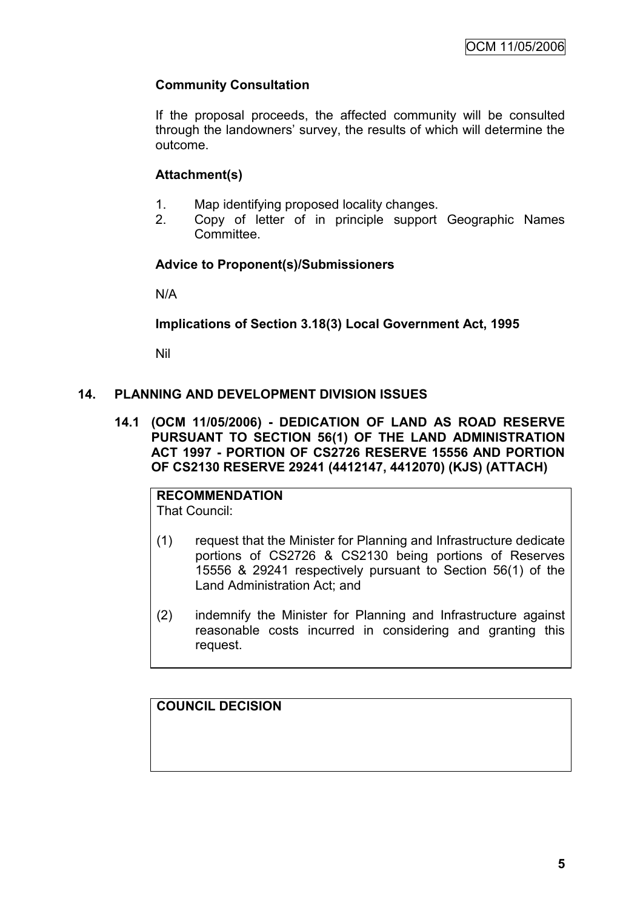**Community Consultation**

If the proposal proceeds, the affected community will be consulted through the landowners' survey, the results of which will determine the outcome.

**Attachment(s)**

1. Map identifying proposed locality changes.
2. Copy of letter of in principle support Geographic Names Committee.

**Advice to Proponent(s)/Submissioners**

N/A

**Implications of Section 3.18(3) Local Government Act, 1995**

Nil

## 14. PLANNING AND DEVELOPMENT DIVISION ISSUES

### 14.1 (OCM 11/05/2006) - DEDICATION OF LAND AS ROAD RESERVE PURSUANT TO SECTION 56(1) OF THE LAND ADMINISTRATION ACT 1997 - PORTION OF CS2726 RESERVE 15556 AND PORTION OF CS2130 RESERVE 29241 (4412147, 4412070) (KJS) (ATTACH)

**RECOMMENDATION**

That Council:

(1) request that the Minister for Planning and Infrastructure dedicate portions of CS2726 & CS2130 being portions of Reserves 15556 & 29241 respectively pursuant to Section 56(1) of the Land Administration Act; and

(2) indemnify the Minister for Planning and Infrastructure against reasonable costs incurred in considering and granting this request.

**COUNCIL DECISION**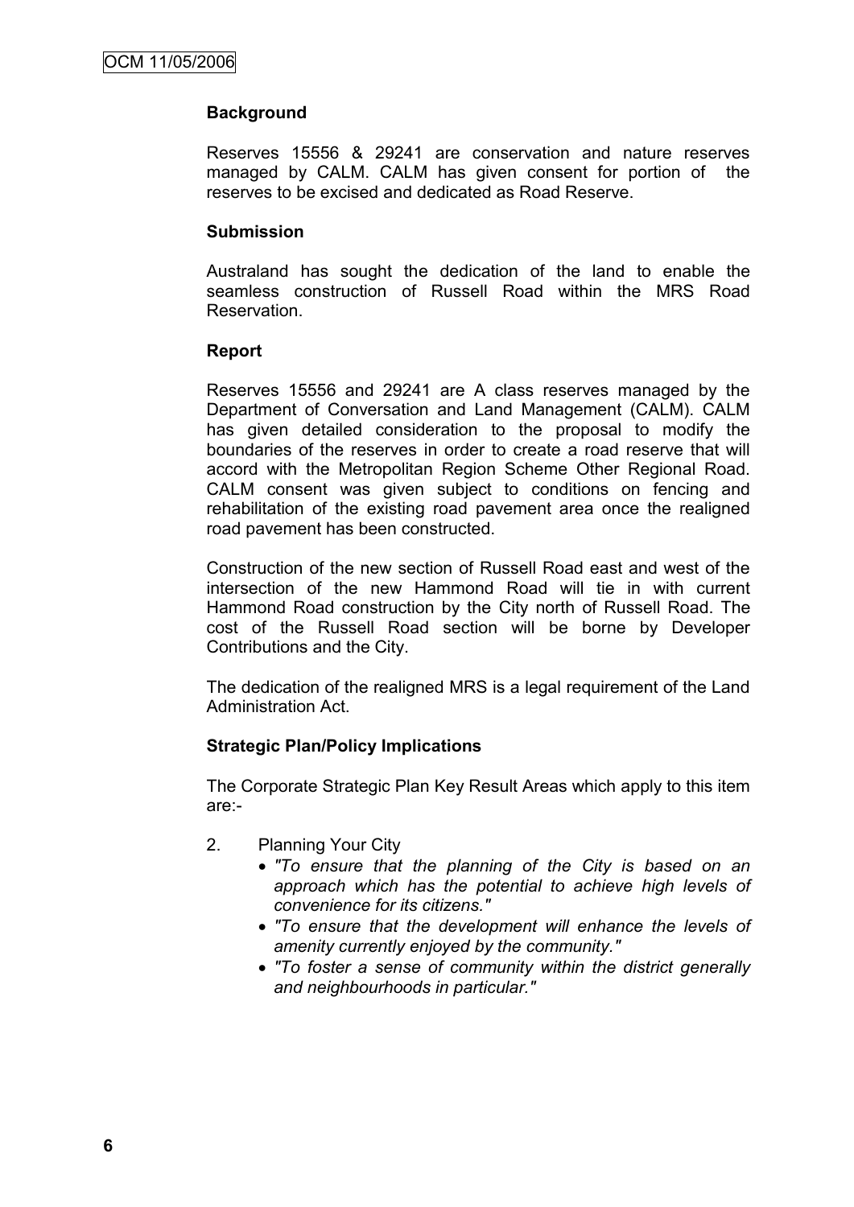## Background

Reserves 15556 & 29241 are conservation and nature reserves managed by CALM. CALM has given consent for portion of the reserves to be excised and dedicated as Road Reserve.

## Submission

Australand has sought the dedication of the land to enable the seamless construction of Russell Road within the MRS Road Reservation.

## Report

Reserves 15556 and 29241 are A class reserves managed by the Department of Conversation and Land Management (CALM). CALM has given detailed consideration to the proposal to modify the boundaries of the reserves in order to create a road reserve that will accord with the Metropolitan Region Scheme Other Regional Road. CALM consent was given subject to conditions on fencing and rehabilitation of the existing road pavement area once the realigned road pavement has been constructed.

Construction of the new section of Russell Road east and west of the intersection of the new Hammond Road will tie in with current Hammond Road construction by the City north of Russell Road. The cost of the Russell Road section will be borne by Developer Contributions and the City.

The dedication of the realigned MRS is a legal requirement of the Land Administration Act.

## Strategic Plan/Policy Implications

The Corporate Strategic Plan Key Result Areas which apply to this item are:-

2. Planning Your City
   - *"To ensure that the planning of the City is based on an approach which has the potential to achieve high levels of convenience for its citizens."*
   - *"To ensure that the development will enhance the levels of amenity currently enjoyed by the community."*
   - *"To foster a sense of community within the district generally and neighbourhoods in particular."*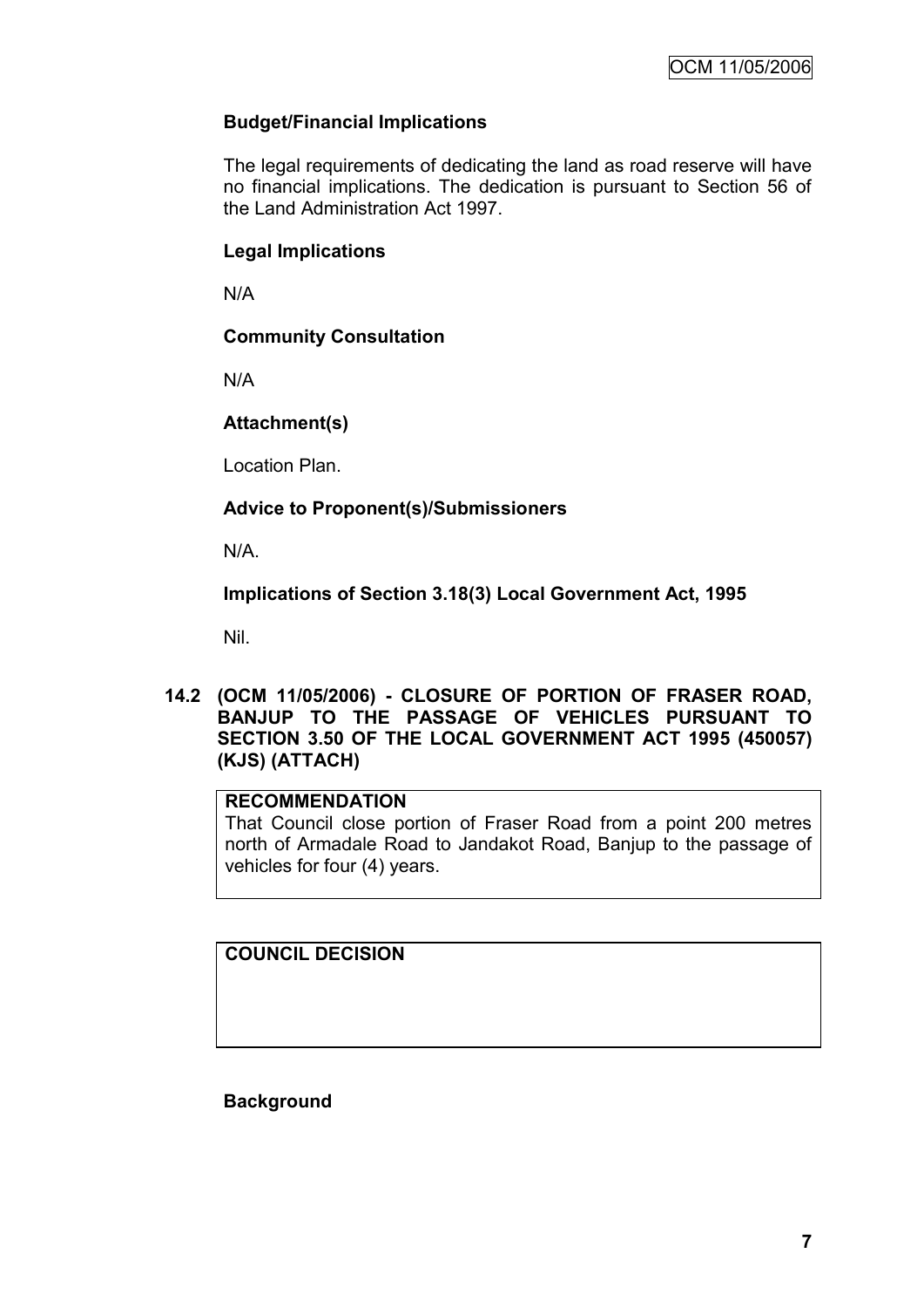**Budget/Financial Implications**

The legal requirements of dedicating the land as road reserve will have no financial implications. The dedication is pursuant to Section 56 of the Land Administration Act 1997.

**Legal Implications**

N/A

**Community Consultation**

N/A

**Attachment(s)**

Location Plan.

**Advice to Proponent(s)/Submissioners**

N/A.

**Implications of Section 3.18(3) Local Government Act, 1995**

Nil.

## 14.2 (OCM 11/05/2006) - CLOSURE OF PORTION OF FRASER ROAD, BANJUP TO THE PASSAGE OF VEHICLES PURSUANT TO SECTION 3.50 OF THE LOCAL GOVERNMENT ACT 1995 (450057) (KJS) (ATTACH)

| **RECOMMENDATION** |
|---|
| That Council close portion of Fraser Road from a point 200 metres north of Armadale Road to Jandakot Road, Banjup to the passage of vehicles for four (4) years. |

| **COUNCIL DECISION** |
|---|
| |

**Background**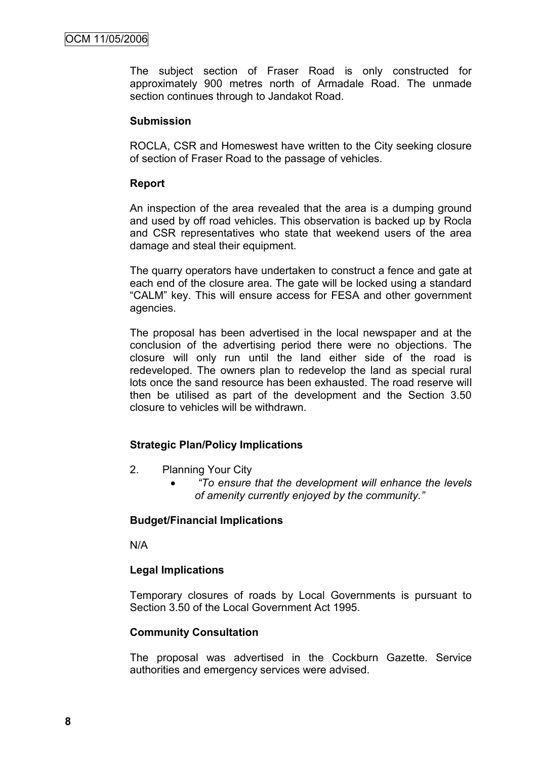The subject section of Fraser Road is only constructed for approximately 900 metres north of Armadale Road. The unmade section continues through to Jandakot Road.

**Submission**

ROCLA, CSR and Homeswest have written to the City seeking closure of section of Fraser Road to the passage of vehicles.

**Report**

An inspection of the area revealed that the area is a dumping ground and used by off road vehicles. This observation is backed up by Rocla and CSR representatives who state that weekend users of the area damage and steal their equipment.

The quarry operators have undertaken to construct a fence and gate at each end of the closure area. The gate will be locked using a standard "CALM" key. This will ensure access for FESA and other government agencies.

The proposal has been advertised in the local newspaper and at the conclusion of the advertising period there were no objections. The closure will only run until the land either side of the road is redeveloped. The owners plan to redevelop the land as special rural lots once the sand resource has been exhausted. The road reserve will then be utilised as part of the development and the Section 3.50 closure to vehicles will be withdrawn.

**Strategic Plan/Policy Implications**

2. Planning Your City
   - *"To ensure that the development will enhance the levels of amenity currently enjoyed by the community."*

**Budget/Financial Implications**

N/A

**Legal Implications**

Temporary closures of roads by Local Governments is pursuant to Section 3.50 of the Local Government Act 1995.

**Community Consultation**

The proposal was advertised in the Cockburn Gazette. Service authorities and emergency services were advised.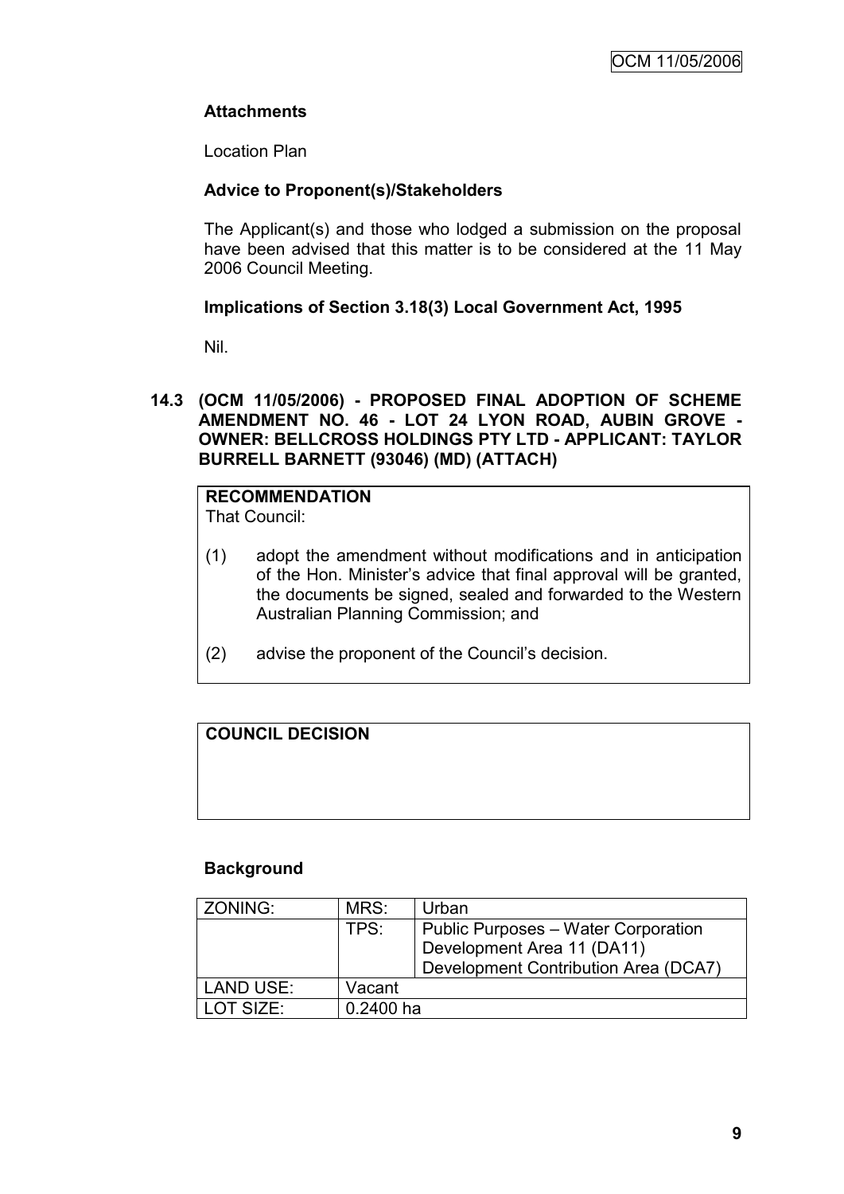**Attachments**

Location Plan

**Advice to Proponent(s)/Stakeholders**

The Applicant(s) and those who lodged a submission on the proposal have been advised that this matter is to be considered at the 11 May 2006 Council Meeting.

**Implications of Section 3.18(3) Local Government Act, 1995**

Nil.

### 14.3 (OCM 11/05/2006) - PROPOSED FINAL ADOPTION OF SCHEME AMENDMENT NO. 46 - LOT 24 LYON ROAD, AUBIN GROVE - OWNER: BELLCROSS HOLDINGS PTY LTD - APPLICANT: TAYLOR BURRELL BARNETT (93046) (MD) (ATTACH)

**RECOMMENDATION**
That Council:

(1) adopt the amendment without modifications and in anticipation of the Hon. Minister's advice that final approval will be granted, the documents be signed, sealed and forwarded to the Western Australian Planning Commission; and

(2) advise the proponent of the Council's decision.

**COUNCIL DECISION**

**Background**

| ZONING: | MRS: | Urban |
|---|---|---|
| | TPS: | Public Purposes – Water Corporation<br>Development Area 11 (DA11)<br>Development Contribution Area (DCA7) |
| LAND USE: | Vacant | |
| LOT SIZE: | 0.2400 ha | |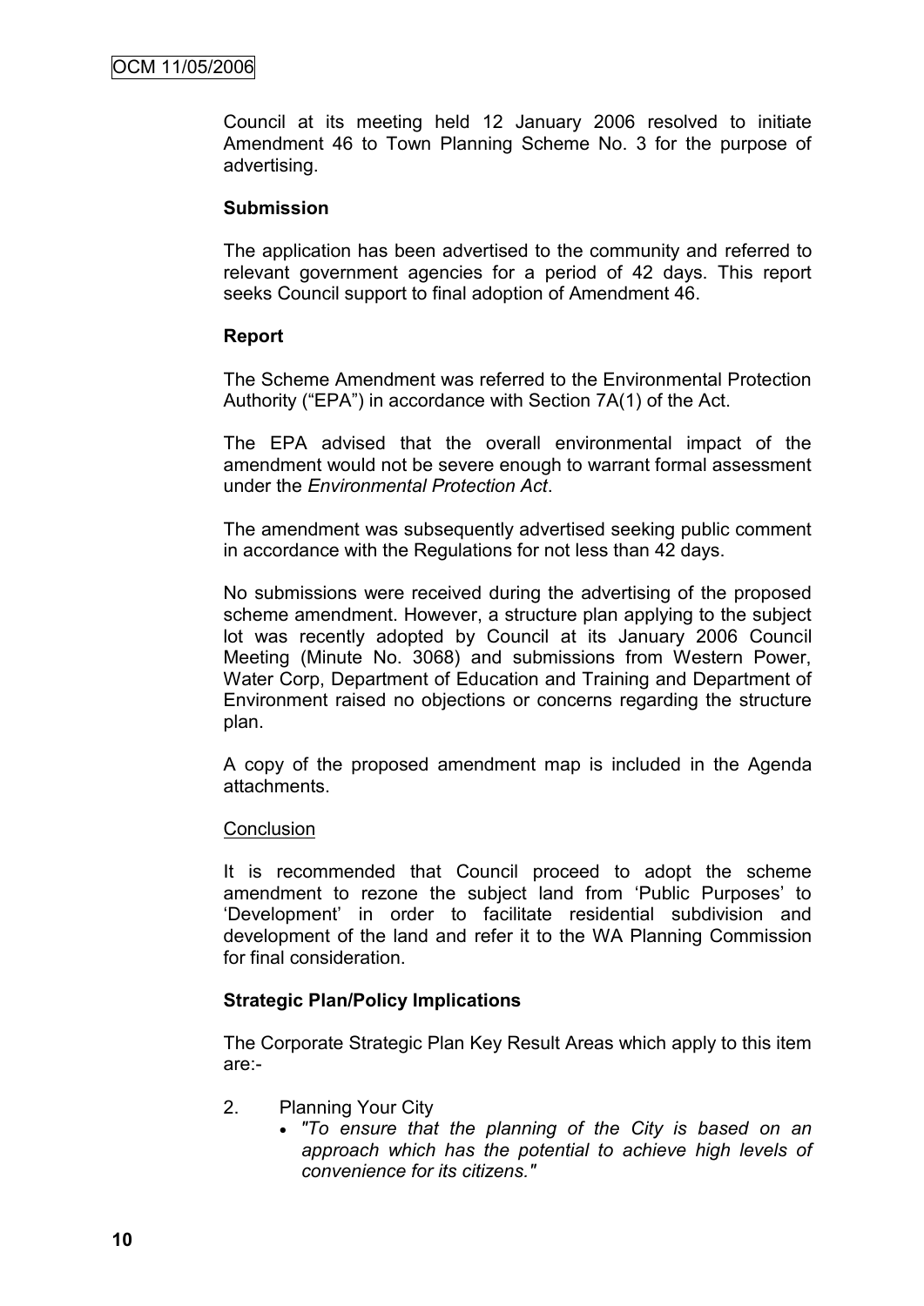Council at its meeting held 12 January 2006 resolved to initiate Amendment 46 to Town Planning Scheme No. 3 for the purpose of advertising.

**Submission**

The application has been advertised to the community and referred to relevant government agencies for a period of 42 days. This report seeks Council support to final adoption of Amendment 46.

**Report**

The Scheme Amendment was referred to the Environmental Protection Authority ("EPA") in accordance with Section 7A(1) of the Act.

The EPA advised that the overall environmental impact of the amendment would not be severe enough to warrant formal assessment under the *Environmental Protection Act*.

The amendment was subsequently advertised seeking public comment in accordance with the Regulations for not less than 42 days.

No submissions were received during the advertising of the proposed scheme amendment. However, a structure plan applying to the subject lot was recently adopted by Council at its January 2006 Council Meeting (Minute No. 3068) and submissions from Western Power, Water Corp, Department of Education and Training and Department of Environment raised no objections or concerns regarding the structure plan.

A copy of the proposed amendment map is included in the Agenda attachments.

Conclusion

It is recommended that Council proceed to adopt the scheme amendment to rezone the subject land from 'Public Purposes' to 'Development' in order to facilitate residential subdivision and development of the land and refer it to the WA Planning Commission for final consideration.

**Strategic Plan/Policy Implications**

The Corporate Strategic Plan Key Result Areas which apply to this item are:-

2. Planning Your City
   - *"To ensure that the planning of the City is based on an approach which has the potential to achieve high levels of convenience for its citizens."*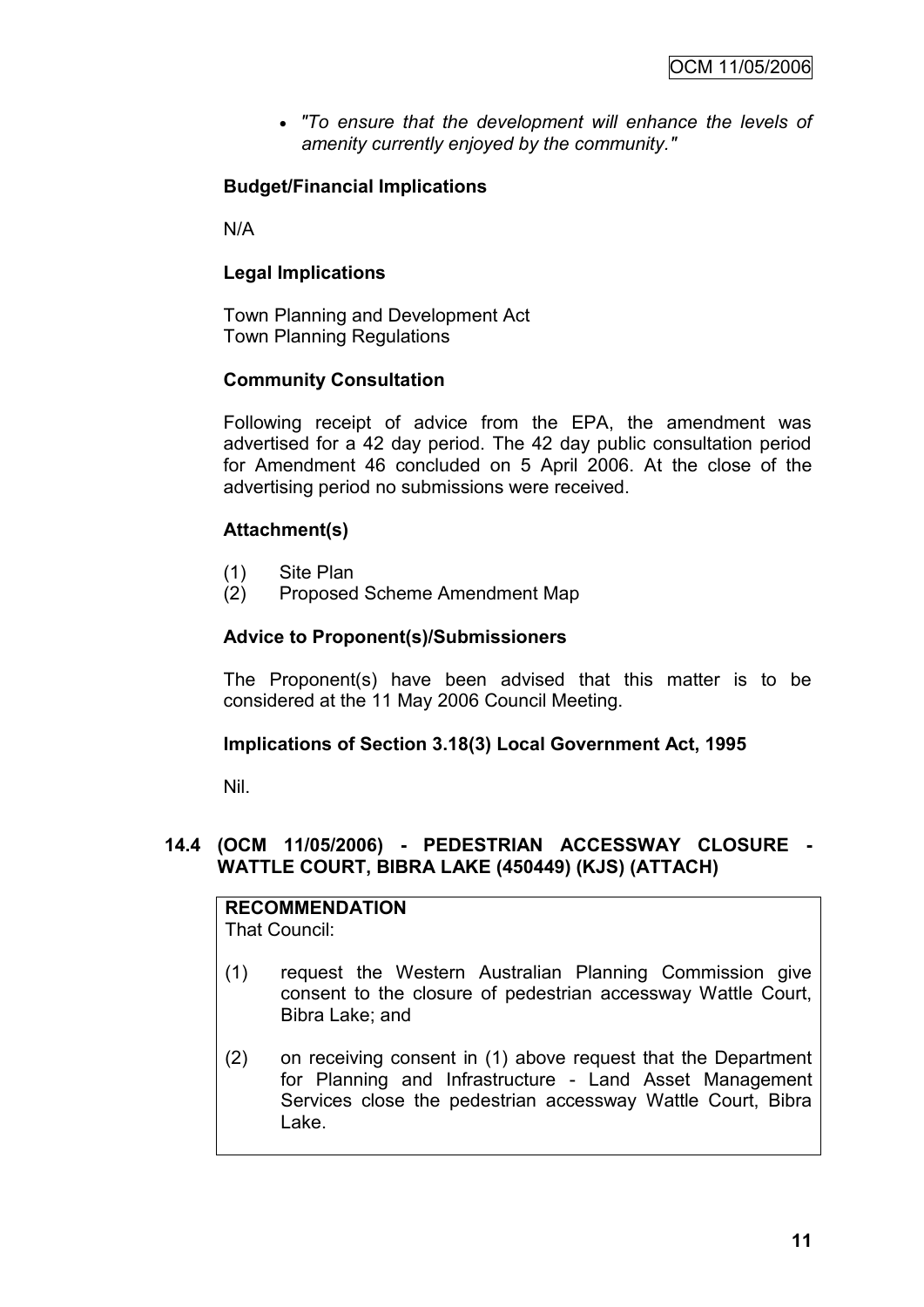- *"To ensure that the development will enhance the levels of amenity currently enjoyed by the community."*

**Budget/Financial Implications**

N/A

**Legal Implications**

Town Planning and Development Act
Town Planning Regulations

**Community Consultation**

Following receipt of advice from the EPA, the amendment was advertised for a 42 day period. The 42 day public consultation period for Amendment 46 concluded on 5 April 2006. At the close of the advertising period no submissions were received.

**Attachment(s)**

(1) Site Plan
(2) Proposed Scheme Amendment Map

**Advice to Proponent(s)/Submissioners**

The Proponent(s) have been advised that this matter is to be considered at the 11 May 2006 Council Meeting.

**Implications of Section 3.18(3) Local Government Act, 1995**

Nil.

## 14.4 (OCM 11/05/2006) - PEDESTRIAN ACCESSWAY CLOSURE - WATTLE COURT, BIBRA LAKE (450449) (KJS) (ATTACH)

**RECOMMENDATION**
That Council:

(1) request the Western Australian Planning Commission give consent to the closure of pedestrian accessway Wattle Court, Bibra Lake; and

(2) on receiving consent in (1) above request that the Department for Planning and Infrastructure - Land Asset Management Services close the pedestrian accessway Wattle Court, Bibra Lake.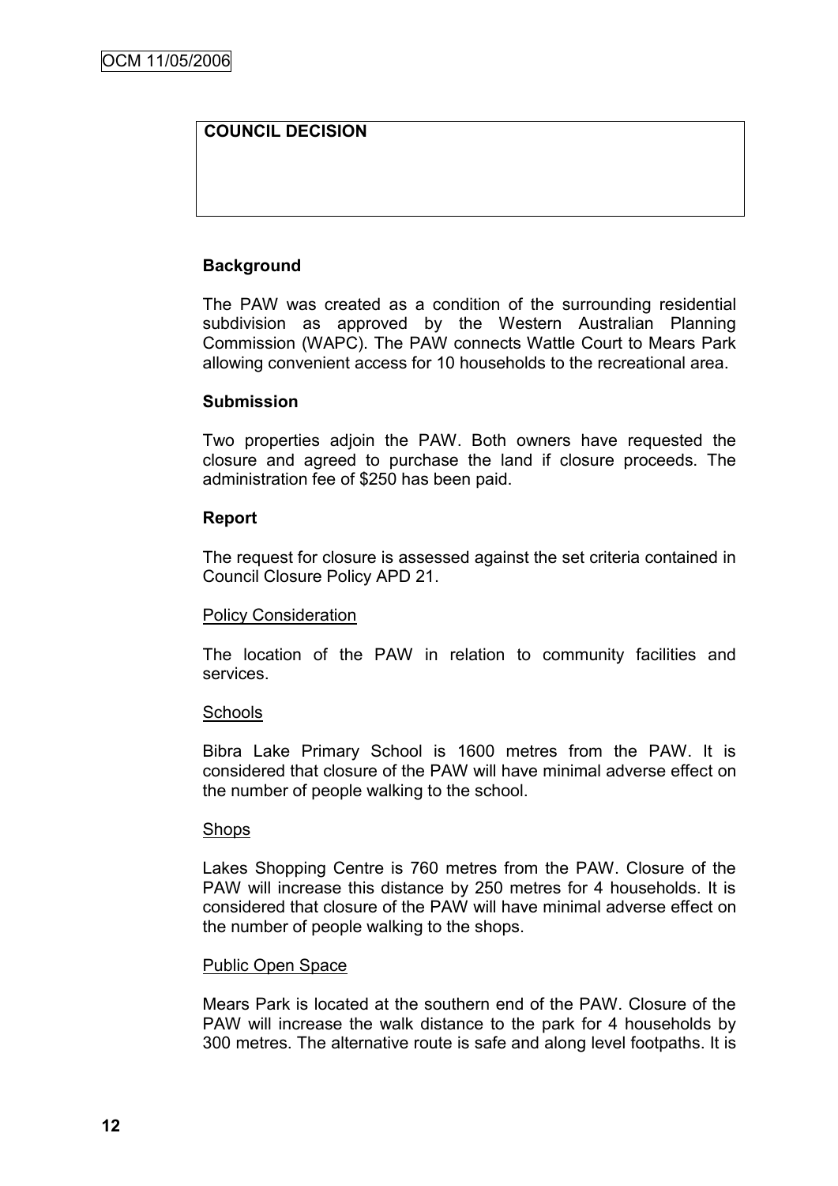| COUNCIL DECISION |
|---|
| |

**Background**

The PAW was created as a condition of the surrounding residential subdivision as approved by the Western Australian Planning Commission (WAPC). The PAW connects Wattle Court to Mears Park allowing convenient access for 10 households to the recreational area.

**Submission**

Two properties adjoin the PAW. Both owners have requested the closure and agreed to purchase the land if closure proceeds. The administration fee of $250 has been paid.

**Report**

The request for closure is assessed against the set criteria contained in Council Closure Policy APD 21.

Policy Consideration

The location of the PAW in relation to community facilities and services.

Schools

Bibra Lake Primary School is 1600 metres from the PAW. It is considered that closure of the PAW will have minimal adverse effect on the number of people walking to the school.

Shops

Lakes Shopping Centre is 760 metres from the PAW. Closure of the PAW will increase this distance by 250 metres for 4 households. It is considered that closure of the PAW will have minimal adverse effect on the number of people walking to the shops.

Public Open Space

Mears Park is located at the southern end of the PAW. Closure of the PAW will increase the walk distance to the park for 4 households by 300 metres. The alternative route is safe and along level footpaths. It is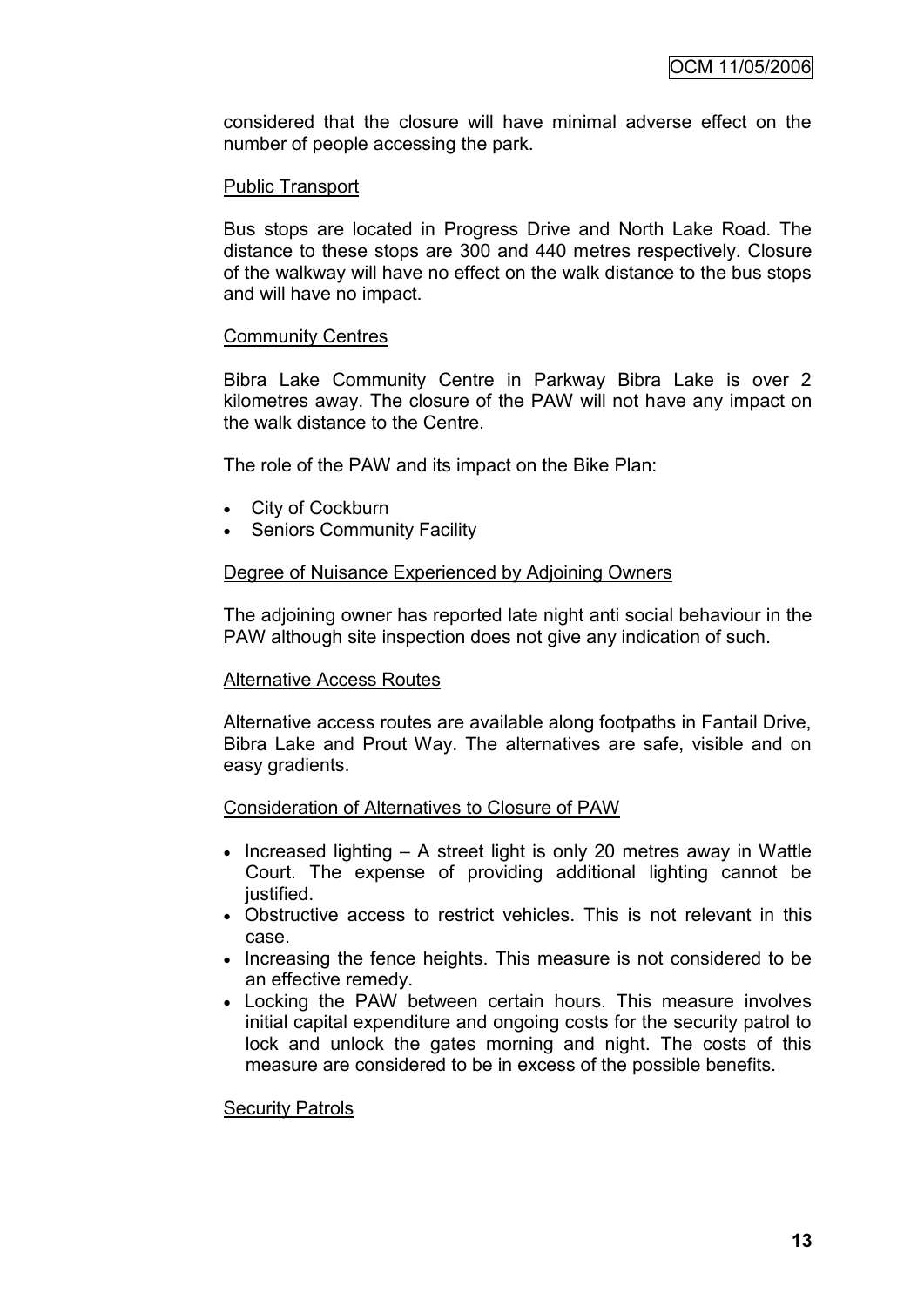considered that the closure will have minimal adverse effect on the number of people accessing the park.

Public Transport

Bus stops are located in Progress Drive and North Lake Road. The distance to these stops are 300 and 440 metres respectively. Closure of the walkway will have no effect on the walk distance to the bus stops and will have no impact.

Community Centres

Bibra Lake Community Centre in Parkway Bibra Lake is over 2 kilometres away. The closure of the PAW will not have any impact on the walk distance to the Centre.

The role of the PAW and its impact on the Bike Plan:

- City of Cockburn
- Seniors Community Facility

Degree of Nuisance Experienced by Adjoining Owners

The adjoining owner has reported late night anti social behaviour in the PAW although site inspection does not give any indication of such.

Alternative Access Routes

Alternative access routes are available along footpaths in Fantail Drive, Bibra Lake and Prout Way. The alternatives are safe, visible and on easy gradients.

Consideration of Alternatives to Closure of PAW

- Increased lighting – A street light is only 20 metres away in Wattle Court. The expense of providing additional lighting cannot be justified.
- Obstructive access to restrict vehicles. This is not relevant in this case.
- Increasing the fence heights. This measure is not considered to be an effective remedy.
- Locking the PAW between certain hours. This measure involves initial capital expenditure and ongoing costs for the security patrol to lock and unlock the gates morning and night. The costs of this measure are considered to be in excess of the possible benefits.

Security Patrols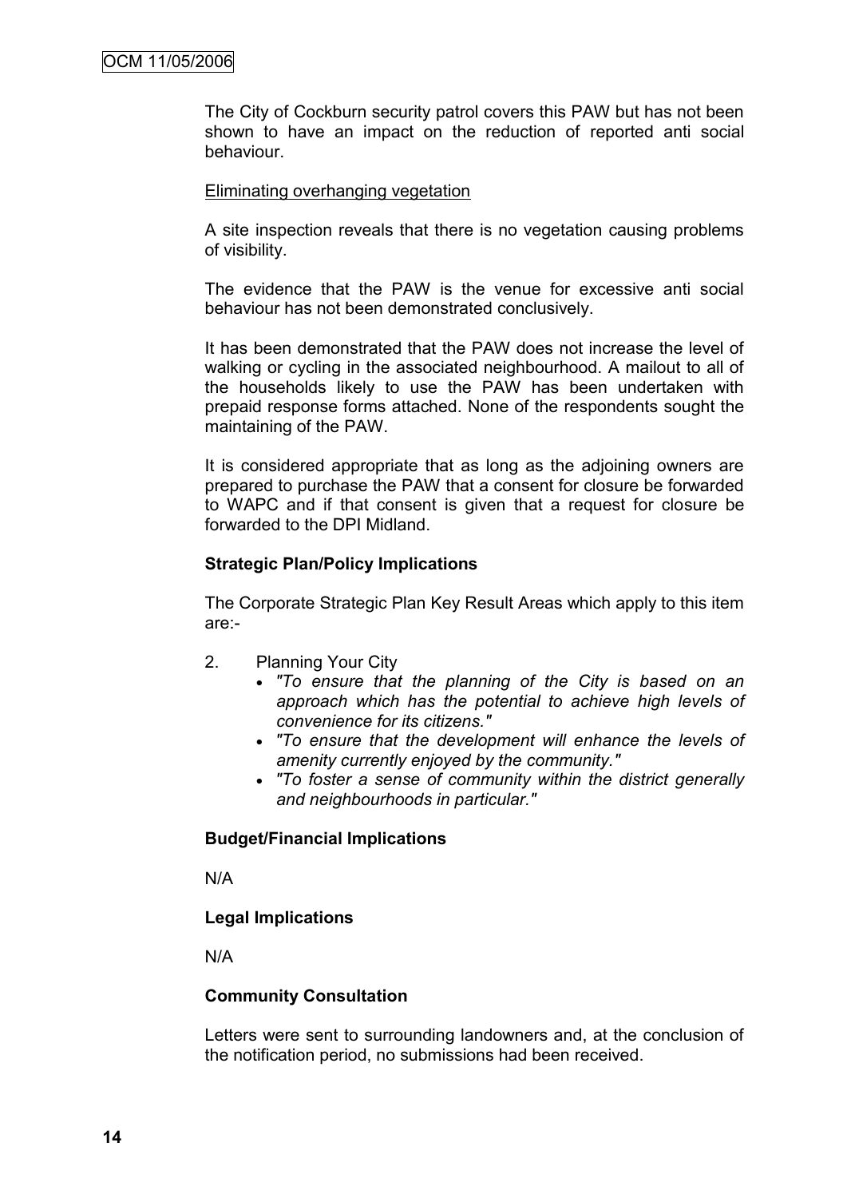The City of Cockburn security patrol covers this PAW but has not been shown to have an impact on the reduction of reported anti social behaviour.

Eliminating overhanging vegetation

A site inspection reveals that there is no vegetation causing problems of visibility.

The evidence that the PAW is the venue for excessive anti social behaviour has not been demonstrated conclusively.

It has been demonstrated that the PAW does not increase the level of walking or cycling in the associated neighbourhood. A mailout to all of the households likely to use the PAW has been undertaken with prepaid response forms attached. None of the respondents sought the maintaining of the PAW.

It is considered appropriate that as long as the adjoining owners are prepared to purchase the PAW that a consent for closure be forwarded to WAPC and if that consent is given that a request for closure be forwarded to the DPI Midland.

**Strategic Plan/Policy Implications**

The Corporate Strategic Plan Key Result Areas which apply to this item are:-

2. Planning Your City
   - *"To ensure that the planning of the City is based on an approach which has the potential to achieve high levels of convenience for its citizens."*
   - *"To ensure that the development will enhance the levels of amenity currently enjoyed by the community."*
   - *"To foster a sense of community within the district generally and neighbourhoods in particular."*

**Budget/Financial Implications**

N/A

**Legal Implications**

N/A

**Community Consultation**

Letters were sent to surrounding landowners and, at the conclusion of the notification period, no submissions had been received.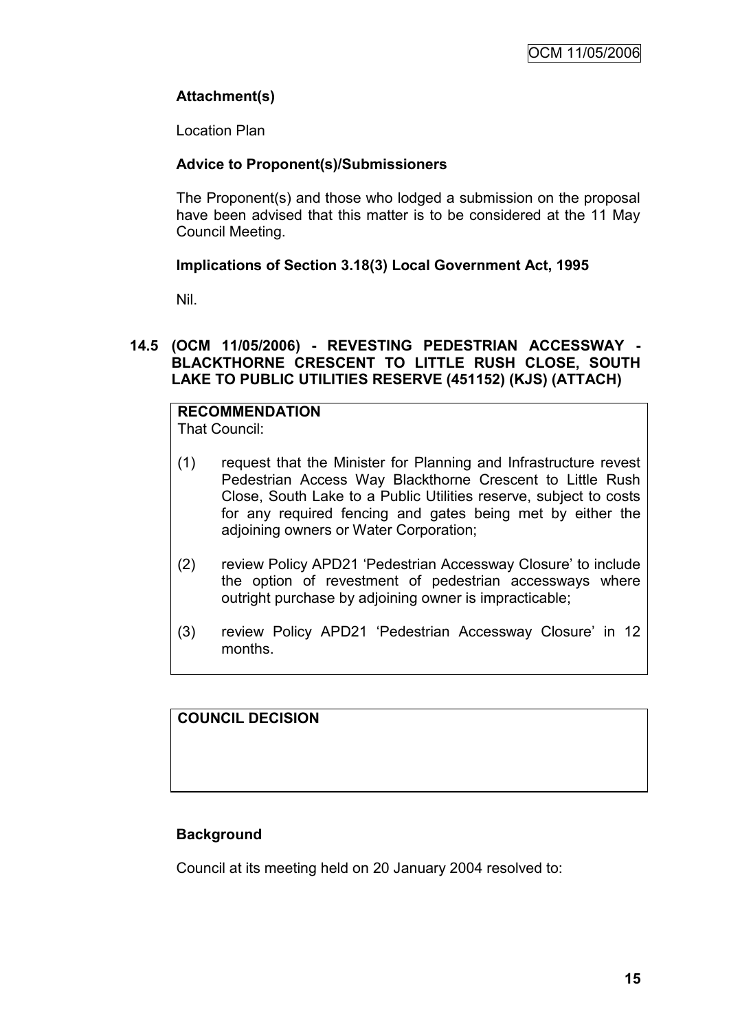**Attachment(s)**

Location Plan

**Advice to Proponent(s)/Submissioners**

The Proponent(s) and those who lodged a submission on the proposal have been advised that this matter is to be considered at the 11 May Council Meeting.

**Implications of Section 3.18(3) Local Government Act, 1995**

Nil.

## 14.5 (OCM 11/05/2006) - REVESTING PEDESTRIAN ACCESSWAY - BLACKTHORNE CRESCENT TO LITTLE RUSH CLOSE, SOUTH LAKE TO PUBLIC UTILITIES RESERVE (451152) (KJS) (ATTACH)

**RECOMMENDATION**

That Council:

(1) request that the Minister for Planning and Infrastructure revest Pedestrian Access Way Blackthorne Crescent to Little Rush Close, South Lake to a Public Utilities reserve, subject to costs for any required fencing and gates being met by either the adjoining owners or Water Corporation;

(2) review Policy APD21 'Pedestrian Accessway Closure' to include the option of revestment of pedestrian accessways where outright purchase by adjoining owner is impracticable;

(3) review Policy APD21 'Pedestrian Accessway Closure' in 12 months.

**COUNCIL DECISION**

**Background**

Council at its meeting held on 20 January 2004 resolved to: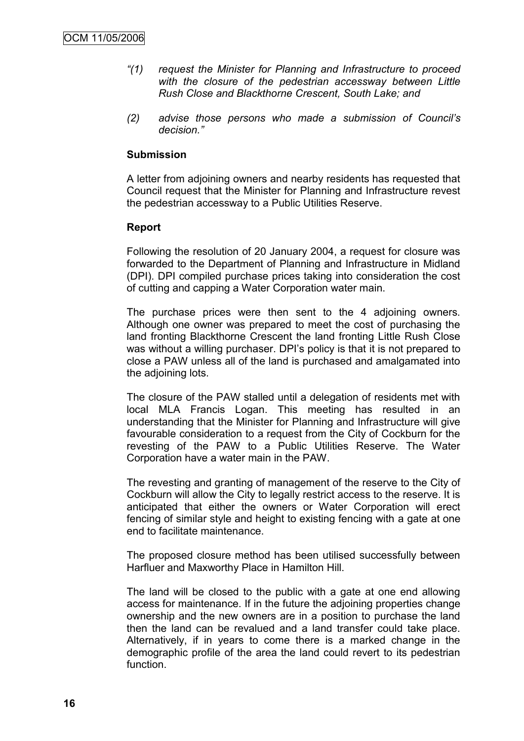*"(1) request the Minister for Planning and Infrastructure to proceed with the closure of the pedestrian accessway between Little Rush Close and Blackthorne Crescent, South Lake; and*

*(2) advise those persons who made a submission of Council's decision."*

**Submission**

A letter from adjoining owners and nearby residents has requested that Council request that the Minister for Planning and Infrastructure revest the pedestrian accessway to a Public Utilities Reserve.

**Report**

Following the resolution of 20 January 2004, a request for closure was forwarded to the Department of Planning and Infrastructure in Midland (DPI). DPI compiled purchase prices taking into consideration the cost of cutting and capping a Water Corporation water main.

The purchase prices were then sent to the 4 adjoining owners. Although one owner was prepared to meet the cost of purchasing the land fronting Blackthorne Crescent the land fronting Little Rush Close was without a willing purchaser. DPI's policy is that it is not prepared to close a PAW unless all of the land is purchased and amalgamated into the adjoining lots.

The closure of the PAW stalled until a delegation of residents met with local MLA Francis Logan. This meeting has resulted in an understanding that the Minister for Planning and Infrastructure will give favourable consideration to a request from the City of Cockburn for the revesting of the PAW to a Public Utilities Reserve. The Water Corporation have a water main in the PAW.

The revesting and granting of management of the reserve to the City of Cockburn will allow the City to legally restrict access to the reserve. It is anticipated that either the owners or Water Corporation will erect fencing of similar style and height to existing fencing with a gate at one end to facilitate maintenance.

The proposed closure method has been utilised successfully between Harfluer and Maxworthy Place in Hamilton Hill.

The land will be closed to the public with a gate at one end allowing access for maintenance. If in the future the adjoining properties change ownership and the new owners are in a position to purchase the land then the land can be revalued and a land transfer could take place. Alternatively, if in years to come there is a marked change in the demographic profile of the area the land could revert to its pedestrian function.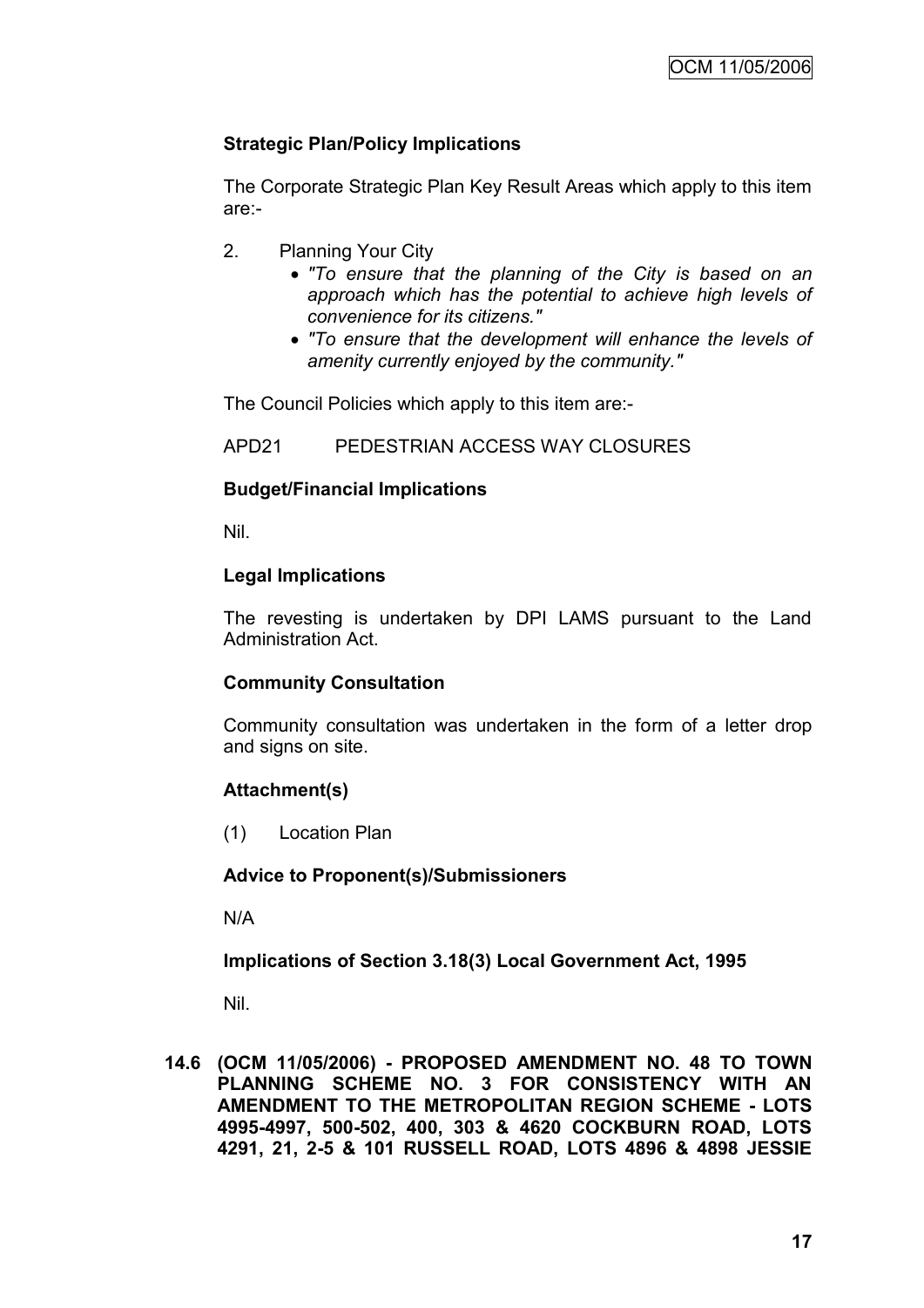**Strategic Plan/Policy Implications**

The Corporate Strategic Plan Key Result Areas which apply to this item are:-

2. Planning Your City
   - *"To ensure that the planning of the City is based on an approach which has the potential to achieve high levels of convenience for its citizens."*
   - *"To ensure that the development will enhance the levels of amenity currently enjoyed by the community."*

The Council Policies which apply to this item are:-

APD21 PEDESTRIAN ACCESS WAY CLOSURES

**Budget/Financial Implications**

Nil.

**Legal Implications**

The revesting is undertaken by DPI LAMS pursuant to the Land Administration Act.

**Community Consultation**

Community consultation was undertaken in the form of a letter drop and signs on site.

**Attachment(s)**

(1) Location Plan

**Advice to Proponent(s)/Submissioners**

N/A

**Implications of Section 3.18(3) Local Government Act, 1995**

Nil.

**14.6 (OCM 11/05/2006) - PROPOSED AMENDMENT NO. 48 TO TOWN PLANNING SCHEME NO. 3 FOR CONSISTENCY WITH AN AMENDMENT TO THE METROPOLITAN REGION SCHEME - LOTS 4995-4997, 500-502, 400, 303 & 4620 COCKBURN ROAD, LOTS 4291, 21, 2-5 & 101 RUSSELL ROAD, LOTS 4896 & 4898 JESSIE**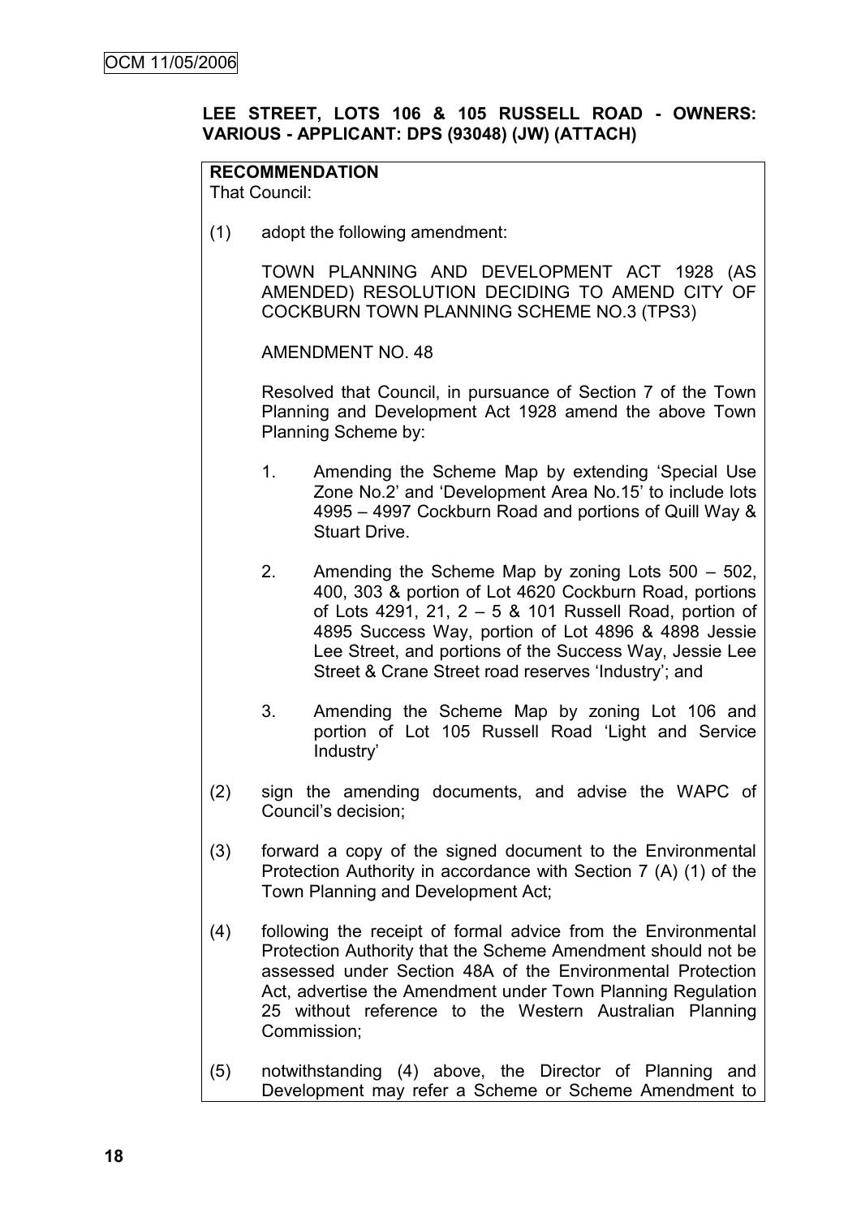**LEE STREET, LOTS 106 & 105 RUSSELL ROAD - OWNERS: VARIOUS - APPLICANT: DPS (93048) (JW) (ATTACH)**

**RECOMMENDATION**

That Council:

(1) adopt the following amendment:

TOWN PLANNING AND DEVELOPMENT ACT 1928 (AS AMENDED) RESOLUTION DECIDING TO AMEND CITY OF COCKBURN TOWN PLANNING SCHEME NO.3 (TPS3)

AMENDMENT NO. 48

Resolved that Council, in pursuance of Section 7 of the Town Planning and Development Act 1928 amend the above Town Planning Scheme by:

1. Amending the Scheme Map by extending 'Special Use Zone No.2' and 'Development Area No.15' to include lots 4995 – 4997 Cockburn Road and portions of Quill Way & Stuart Drive.

2. Amending the Scheme Map by zoning Lots 500 – 502, 400, 303 & portion of Lot 4620 Cockburn Road, portions of Lots 4291, 21, 2 – 5 & 101 Russell Road, portion of 4895 Success Way, portion of Lot 4896 & 4898 Jessie Lee Street, and portions of the Success Way, Jessie Lee Street & Crane Street road reserves 'Industry'; and

3. Amending the Scheme Map by zoning Lot 106 and portion of Lot 105 Russell Road 'Light and Service Industry'

(2) sign the amending documents, and advise the WAPC of Council's decision;

(3) forward a copy of the signed document to the Environmental Protection Authority in accordance with Section 7 (A) (1) of the Town Planning and Development Act;

(4) following the receipt of formal advice from the Environmental Protection Authority that the Scheme Amendment should not be assessed under Section 48A of the Environmental Protection Act, advertise the Amendment under Town Planning Regulation 25 without reference to the Western Australian Planning Commission;

(5) notwithstanding (4) above, the Director of Planning and Development may refer a Scheme or Scheme Amendment to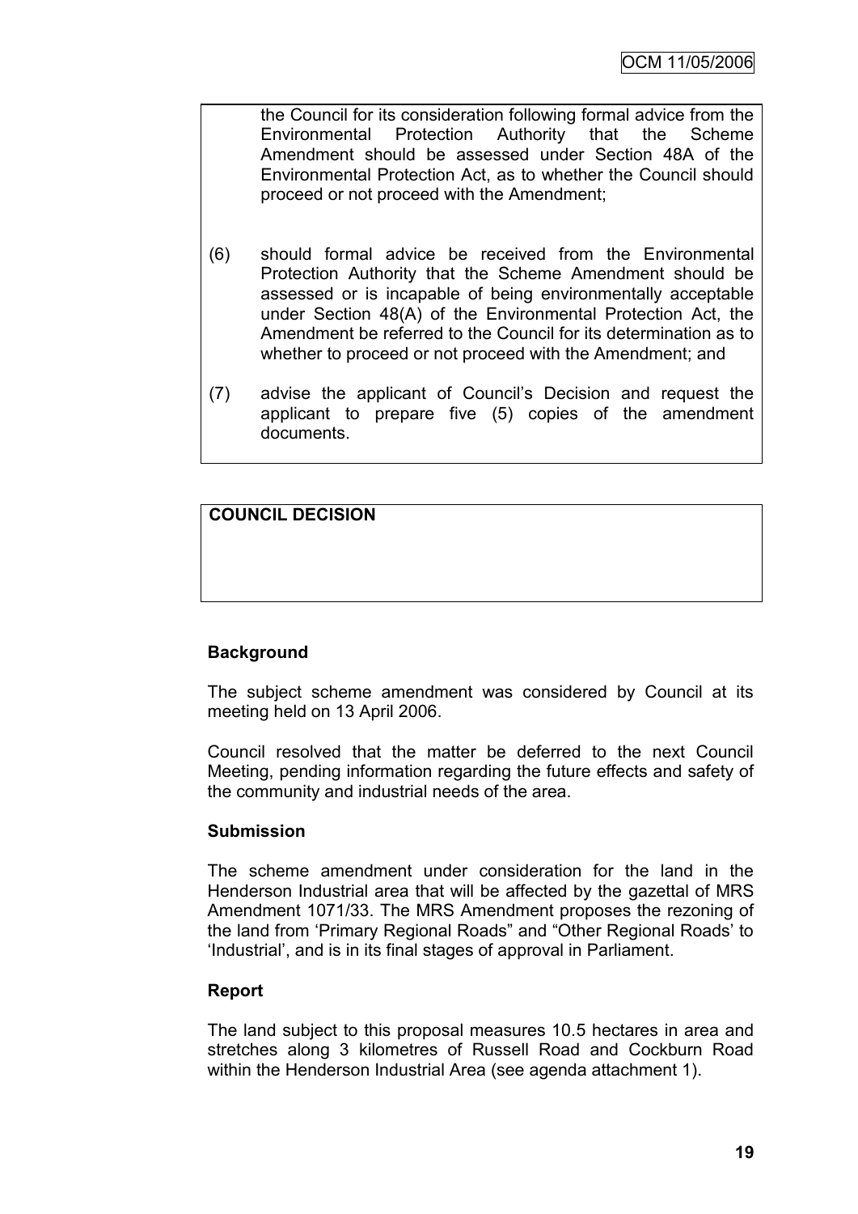the Council for its consideration following formal advice from the Environmental Protection Authority that the Scheme Amendment should be assessed under Section 48A of the Environmental Protection Act, as to whether the Council should proceed or not proceed with the Amendment;

(6) should formal advice be received from the Environmental Protection Authority that the Scheme Amendment should be assessed or is incapable of being environmentally acceptable under Section 48(A) of the Environmental Protection Act, the Amendment be referred to the Council for its determination as to whether to proceed or not proceed with the Amendment; and

(7) advise the applicant of Council's Decision and request the applicant to prepare five (5) copies of the amendment documents.

**COUNCIL DECISION**

**Background**

The subject scheme amendment was considered by Council at its meeting held on 13 April 2006.

Council resolved that the matter be deferred to the next Council Meeting, pending information regarding the future effects and safety of the community and industrial needs of the area.

**Submission**

The scheme amendment under consideration for the land in the Henderson Industrial area that will be affected by the gazettal of MRS Amendment 1071/33. The MRS Amendment proposes the rezoning of the land from 'Primary Regional Roads" and "Other Regional Roads' to 'Industrial', and is in its final stages of approval in Parliament.

**Report**

The land subject to this proposal measures 10.5 hectares in area and stretches along 3 kilometres of Russell Road and Cockburn Road within the Henderson Industrial Area (see agenda attachment 1).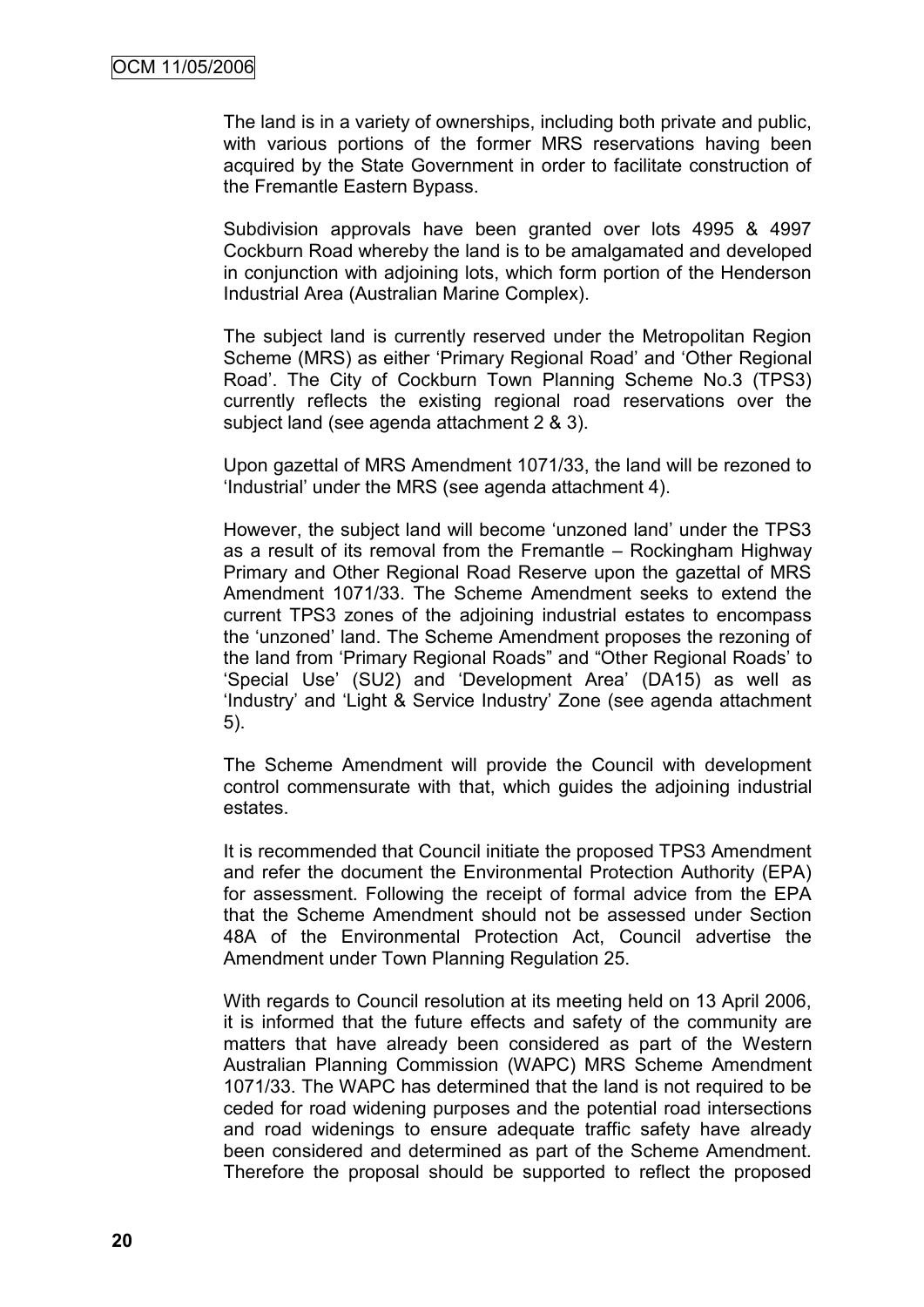The land is in a variety of ownerships, including both private and public, with various portions of the former MRS reservations having been acquired by the State Government in order to facilitate construction of the Fremantle Eastern Bypass.

Subdivision approvals have been granted over lots 4995 & 4997 Cockburn Road whereby the land is to be amalgamated and developed in conjunction with adjoining lots, which form portion of the Henderson Industrial Area (Australian Marine Complex).

The subject land is currently reserved under the Metropolitan Region Scheme (MRS) as either 'Primary Regional Road' and 'Other Regional Road'. The City of Cockburn Town Planning Scheme No.3 (TPS3) currently reflects the existing regional road reservations over the subject land (see agenda attachment 2 & 3).

Upon gazettal of MRS Amendment 1071/33, the land will be rezoned to 'Industrial' under the MRS (see agenda attachment 4).

However, the subject land will become 'unzoned land' under the TPS3 as a result of its removal from the Fremantle – Rockingham Highway Primary and Other Regional Road Reserve upon the gazettal of MRS Amendment 1071/33. The Scheme Amendment seeks to extend the current TPS3 zones of the adjoining industrial estates to encompass the 'unzoned' land. The Scheme Amendment proposes the rezoning of the land from 'Primary Regional Roads" and "Other Regional Roads' to 'Special Use' (SU2) and 'Development Area' (DA15) as well as 'Industry' and 'Light & Service Industry' Zone (see agenda attachment 5).

The Scheme Amendment will provide the Council with development control commensurate with that, which guides the adjoining industrial estates.

It is recommended that Council initiate the proposed TPS3 Amendment and refer the document the Environmental Protection Authority (EPA) for assessment. Following the receipt of formal advice from the EPA that the Scheme Amendment should not be assessed under Section 48A of the Environmental Protection Act, Council advertise the Amendment under Town Planning Regulation 25.

With regards to Council resolution at its meeting held on 13 April 2006, it is informed that the future effects and safety of the community are matters that have already been considered as part of the Western Australian Planning Commission (WAPC) MRS Scheme Amendment 1071/33. The WAPC has determined that the land is not required to be ceded for road widening purposes and the potential road intersections and road widenings to ensure adequate traffic safety have already been considered and determined as part of the Scheme Amendment. Therefore the proposal should be supported to reflect the proposed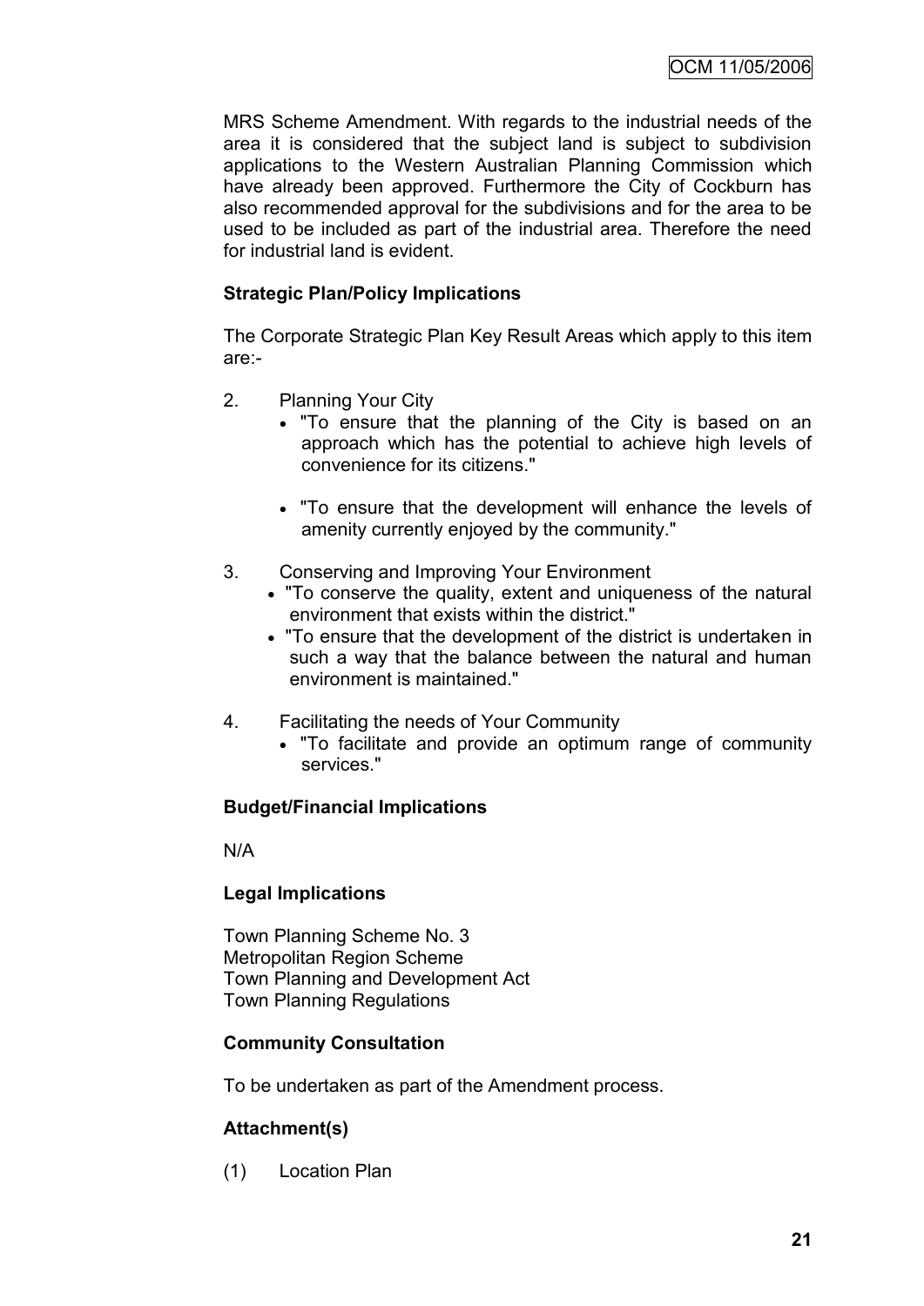MRS Scheme Amendment. With regards to the industrial needs of the area it is considered that the subject land is subject to subdivision applications to the Western Australian Planning Commission which have already been approved. Furthermore the City of Cockburn has also recommended approval for the subdivisions and for the area to be used to be included as part of the industrial area. Therefore the need for industrial land is evident.

**Strategic Plan/Policy Implications**

The Corporate Strategic Plan Key Result Areas which apply to this item are:-

2. Planning Your City
   - "To ensure that the planning of the City is based on an approach which has the potential to achieve high levels of convenience for its citizens."
   - "To ensure that the development will enhance the levels of amenity currently enjoyed by the community."

3. Conserving and Improving Your Environment
   - "To conserve the quality, extent and uniqueness of the natural environment that exists within the district."
   - "To ensure that the development of the district is undertaken in such a way that the balance between the natural and human environment is maintained."

4. Facilitating the needs of Your Community
   - "To facilitate and provide an optimum range of community services."

**Budget/Financial Implications**

N/A

**Legal Implications**

Town Planning Scheme No. 3
Metropolitan Region Scheme
Town Planning and Development Act
Town Planning Regulations

**Community Consultation**

To be undertaken as part of the Amendment process.

**Attachment(s)**

(1) Location Plan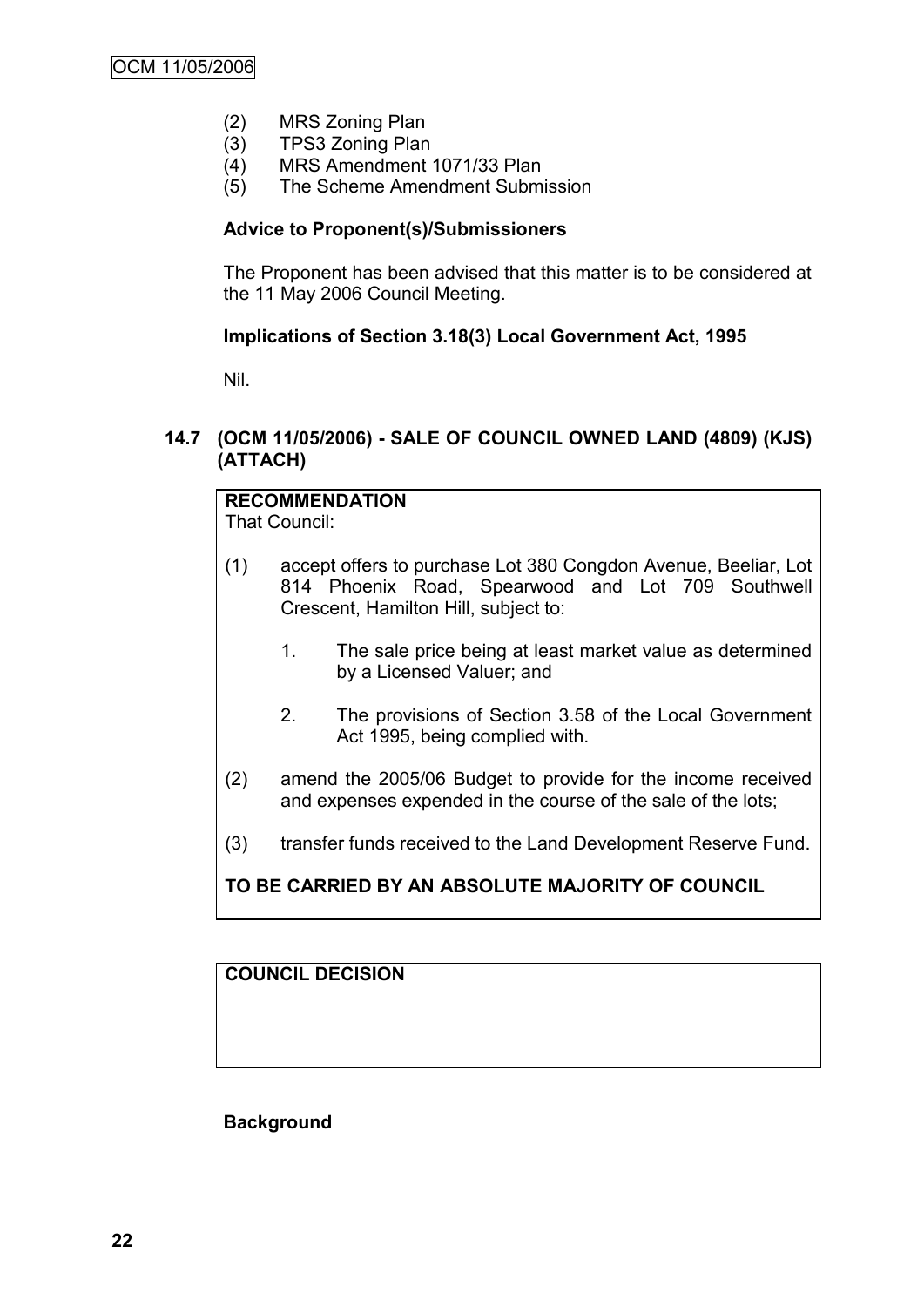(2) MRS Zoning Plan
(3) TPS3 Zoning Plan
(4) MRS Amendment 1071/33 Plan
(5) The Scheme Amendment Submission

**Advice to Proponent(s)/Submissioners**

The Proponent has been advised that this matter is to be considered at the 11 May 2006 Council Meeting.

**Implications of Section 3.18(3) Local Government Act, 1995**

Nil.

### 14.7 (OCM 11/05/2006) - SALE OF COUNCIL OWNED LAND (4809) (KJS) (ATTACH)

**RECOMMENDATION**
That Council:

(1) accept offers to purchase Lot 380 Congdon Avenue, Beeliar, Lot 814 Phoenix Road, Spearwood and Lot 709 Southwell Crescent, Hamilton Hill, subject to:

1. The sale price being at least market value as determined by a Licensed Valuer; and

2. The provisions of Section 3.58 of the Local Government Act 1995, being complied with.

(2) amend the 2005/06 Budget to provide for the income received and expenses expended in the course of the sale of the lots;

(3) transfer funds received to the Land Development Reserve Fund.

**TO BE CARRIED BY AN ABSOLUTE MAJORITY OF COUNCIL**

**COUNCIL DECISION**

**Background**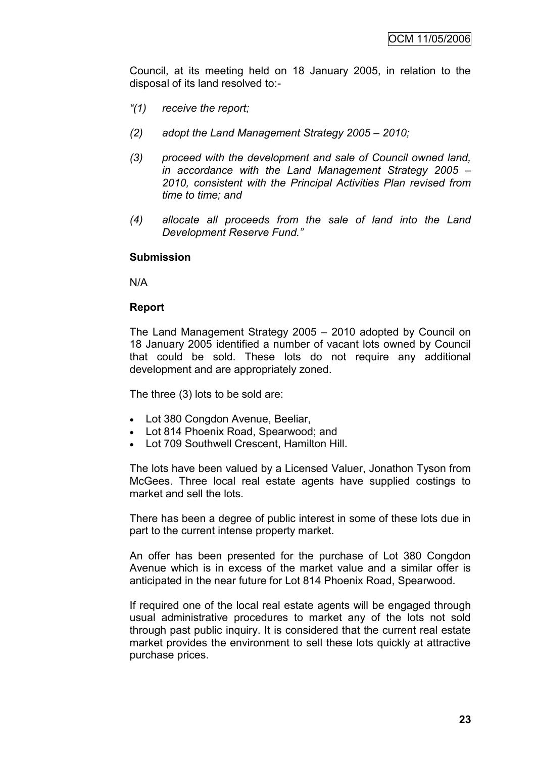Council, at its meeting held on 18 January 2005, in relation to the disposal of its land resolved to:-

*"(1) receive the report;*

*(2) adopt the Land Management Strategy 2005 – 2010;*

*(3) proceed with the development and sale of Council owned land, in accordance with the Land Management Strategy 2005 – 2010, consistent with the Principal Activities Plan revised from time to time; and*

*(4) allocate all proceeds from the sale of land into the Land Development Reserve Fund."*

**Submission**

N/A

**Report**

The Land Management Strategy 2005 – 2010 adopted by Council on 18 January 2005 identified a number of vacant lots owned by Council that could be sold. These lots do not require any additional development and are appropriately zoned.

The three (3) lots to be sold are:

- Lot 380 Congdon Avenue, Beeliar,
- Lot 814 Phoenix Road, Spearwood; and
- Lot 709 Southwell Crescent, Hamilton Hill.

The lots have been valued by a Licensed Valuer, Jonathon Tyson from McGees. Three local real estate agents have supplied costings to market and sell the lots.

There has been a degree of public interest in some of these lots due in part to the current intense property market.

An offer has been presented for the purchase of Lot 380 Congdon Avenue which is in excess of the market value and a similar offer is anticipated in the near future for Lot 814 Phoenix Road, Spearwood.

If required one of the local real estate agents will be engaged through usual administrative procedures to market any of the lots not sold through past public inquiry. It is considered that the current real estate market provides the environment to sell these lots quickly at attractive purchase prices.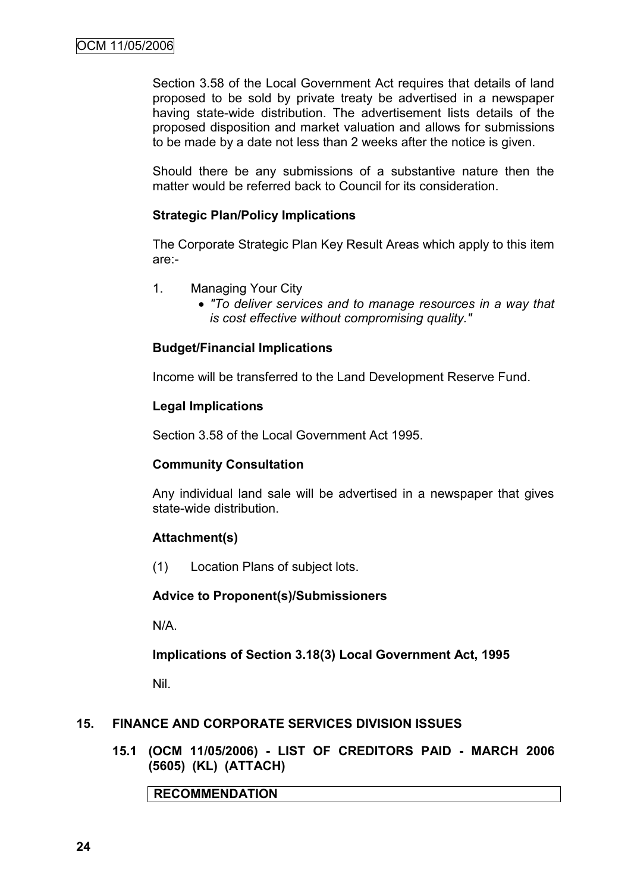Section 3.58 of the Local Government Act requires that details of land proposed to be sold by private treaty be advertised in a newspaper having state-wide distribution. The advertisement lists details of the proposed disposition and market valuation and allows for submissions to be made by a date not less than 2 weeks after the notice is given.

Should there be any submissions of a substantive nature then the matter would be referred back to Council for its consideration.

**Strategic Plan/Policy Implications**

The Corporate Strategic Plan Key Result Areas which apply to this item are:-

1. Managing Your City
   - *"To deliver services and to manage resources in a way that is cost effective without compromising quality."*

**Budget/Financial Implications**

Income will be transferred to the Land Development Reserve Fund.

**Legal Implications**

Section 3.58 of the Local Government Act 1995.

**Community Consultation**

Any individual land sale will be advertised in a newspaper that gives state-wide distribution.

**Attachment(s)**

(1) Location Plans of subject lots.

**Advice to Proponent(s)/Submissioners**

N/A.

**Implications of Section 3.18(3) Local Government Act, 1995**

Nil.

## 15. FINANCE AND CORPORATE SERVICES DIVISION ISSUES

### 15.1 (OCM 11/05/2006) - LIST OF CREDITORS PAID - MARCH 2006 (5605) (KL) (ATTACH)

| RECOMMENDATION |
| --- |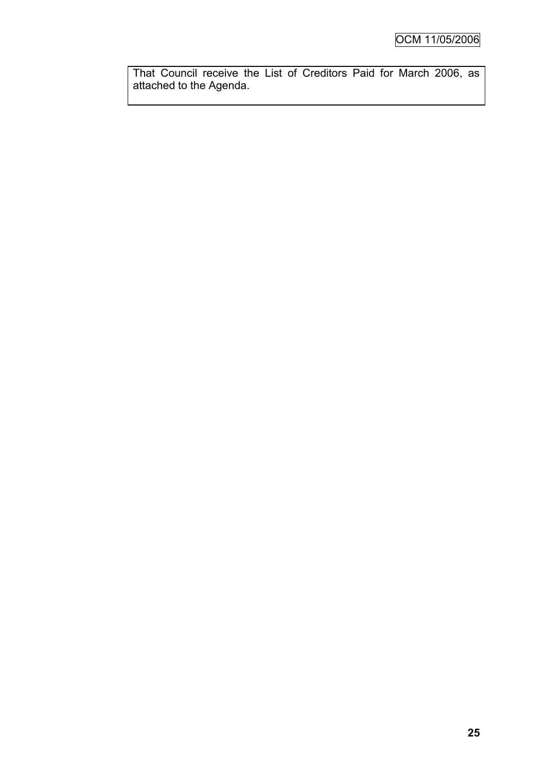That Council receive the List of Creditors Paid for March 2006, as attached to the Agenda.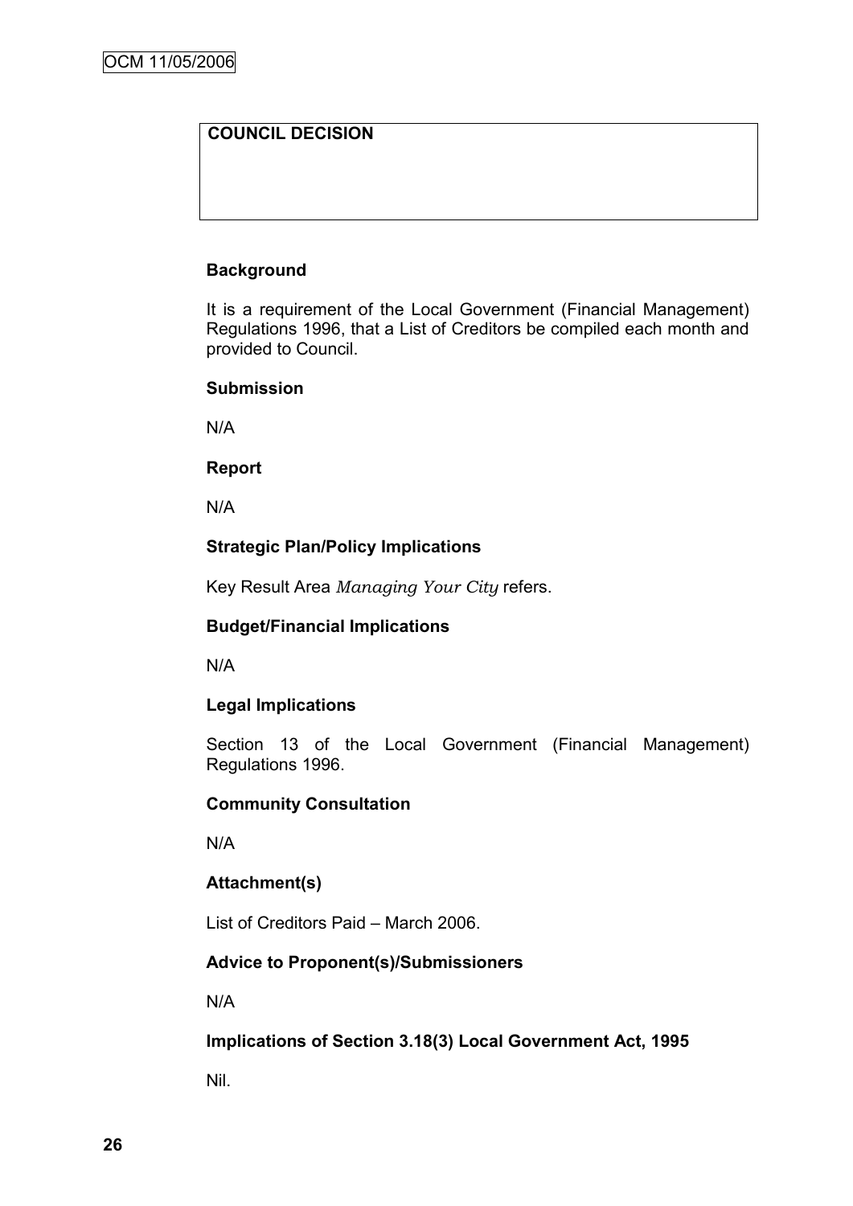**COUNCIL DECISION**

**Background**

It is a requirement of the Local Government (Financial Management) Regulations 1996, that a List of Creditors be compiled each month and provided to Council.

**Submission**

N/A

**Report**

N/A

**Strategic Plan/Policy Implications**

Key Result Area *Managing Your City* refers.

**Budget/Financial Implications**

N/A

**Legal Implications**

Section 13 of the Local Government (Financial Management) Regulations 1996.

**Community Consultation**

N/A

**Attachment(s)**

List of Creditors Paid – March 2006.

**Advice to Proponent(s)/Submissioners**

N/A

**Implications of Section 3.18(3) Local Government Act, 1995**

Nil.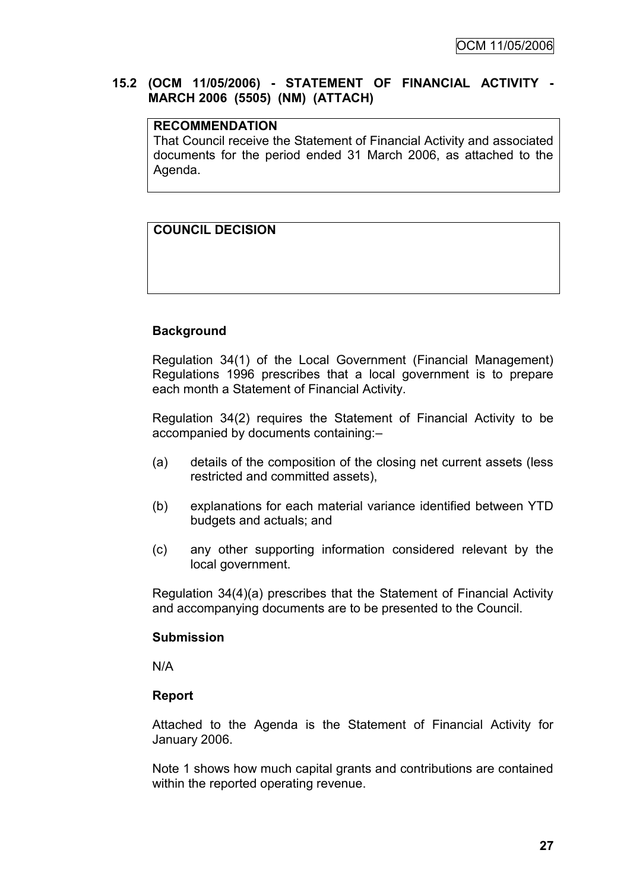## 15.2 (OCM 11/05/2006) - STATEMENT OF FINANCIAL ACTIVITY - MARCH 2006 (5505) (NM) (ATTACH)

| **RECOMMENDATION** |
|---|
| That Council receive the Statement of Financial Activity and associated documents for the period ended 31 March 2006, as attached to the Agenda. |

| **COUNCIL DECISION** |
|---|
| |

### Background

Regulation 34(1) of the Local Government (Financial Management) Regulations 1996 prescribes that a local government is to prepare each month a Statement of Financial Activity.

Regulation 34(2) requires the Statement of Financial Activity to be accompanied by documents containing:–

(a) details of the composition of the closing net current assets (less restricted and committed assets),

(b) explanations for each material variance identified between YTD budgets and actuals; and

(c) any other supporting information considered relevant by the local government.

Regulation 34(4)(a) prescribes that the Statement of Financial Activity and accompanying documents are to be presented to the Council.

### Submission

N/A

### Report

Attached to the Agenda is the Statement of Financial Activity for January 2006.

Note 1 shows how much capital grants and contributions are contained within the reported operating revenue.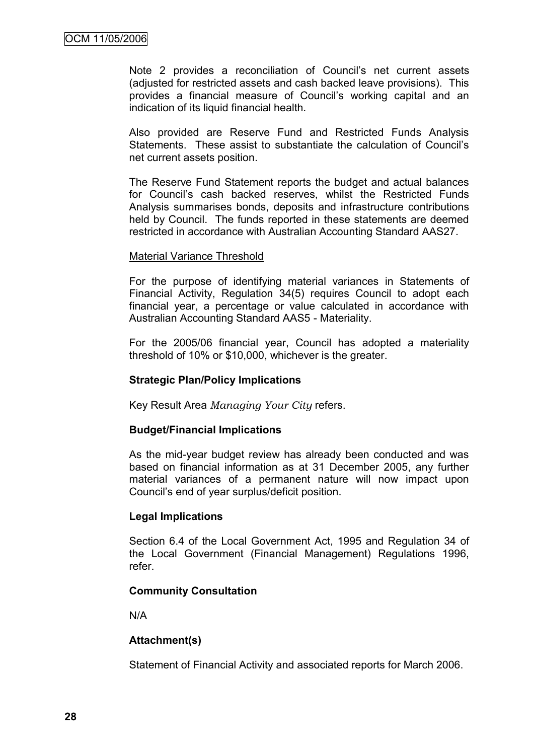Note 2 provides a reconciliation of Council's net current assets (adjusted for restricted assets and cash backed leave provisions). This provides a financial measure of Council's working capital and an indication of its liquid financial health.

Also provided are Reserve Fund and Restricted Funds Analysis Statements. These assist to substantiate the calculation of Council's net current assets position.

The Reserve Fund Statement reports the budget and actual balances for Council's cash backed reserves, whilst the Restricted Funds Analysis summarises bonds, deposits and infrastructure contributions held by Council. The funds reported in these statements are deemed restricted in accordance with Australian Accounting Standard AAS27.

Material Variance Threshold

For the purpose of identifying material variances in Statements of Financial Activity, Regulation 34(5) requires Council to adopt each financial year, a percentage or value calculated in accordance with Australian Accounting Standard AAS5 - Materiality.

For the 2005/06 financial year, Council has adopted a materiality threshold of 10% or $10,000, whichever is the greater.

**Strategic Plan/Policy Implications**

Key Result Area *Managing Your City* refers.

**Budget/Financial Implications**

As the mid-year budget review has already been conducted and was based on financial information as at 31 December 2005, any further material variances of a permanent nature will now impact upon Council's end of year surplus/deficit position.

**Legal Implications**

Section 6.4 of the Local Government Act, 1995 and Regulation 34 of the Local Government (Financial Management) Regulations 1996, refer.

**Community Consultation**

N/A

**Attachment(s)**

Statement of Financial Activity and associated reports for March 2006.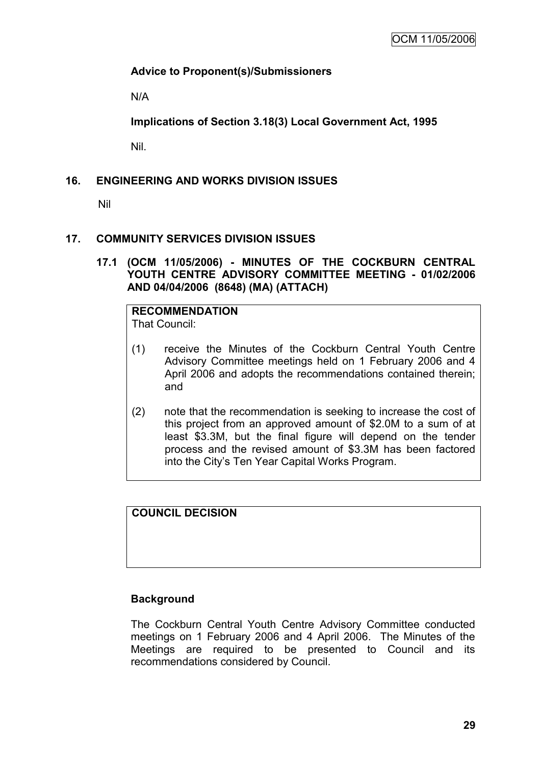**Advice to Proponent(s)/Submissioners**

N/A

**Implications of Section 3.18(3) Local Government Act, 1995**

Nil.

## 16. ENGINEERING AND WORKS DIVISION ISSUES

Nil

## 17. COMMUNITY SERVICES DIVISION ISSUES

### 17.1 (OCM 11/05/2006) - MINUTES OF THE COCKBURN CENTRAL YOUTH CENTRE ADVISORY COMMITTEE MEETING - 01/02/2006 AND 04/04/2006 (8648) (MA) (ATTACH)

**RECOMMENDATION**

That Council:

(1) receive the Minutes of the Cockburn Central Youth Centre Advisory Committee meetings held on 1 February 2006 and 4 April 2006 and adopts the recommendations contained therein; and

(2) note that the recommendation is seeking to increase the cost of this project from an approved amount of $2.0M to a sum of at least $3.3M, but the final figure will depend on the tender process and the revised amount of $3.3M has been factored into the City's Ten Year Capital Works Program.

**COUNCIL DECISION**

**Background**

The Cockburn Central Youth Centre Advisory Committee conducted meetings on 1 February 2006 and 4 April 2006. The Minutes of the Meetings are required to be presented to Council and its recommendations considered by Council.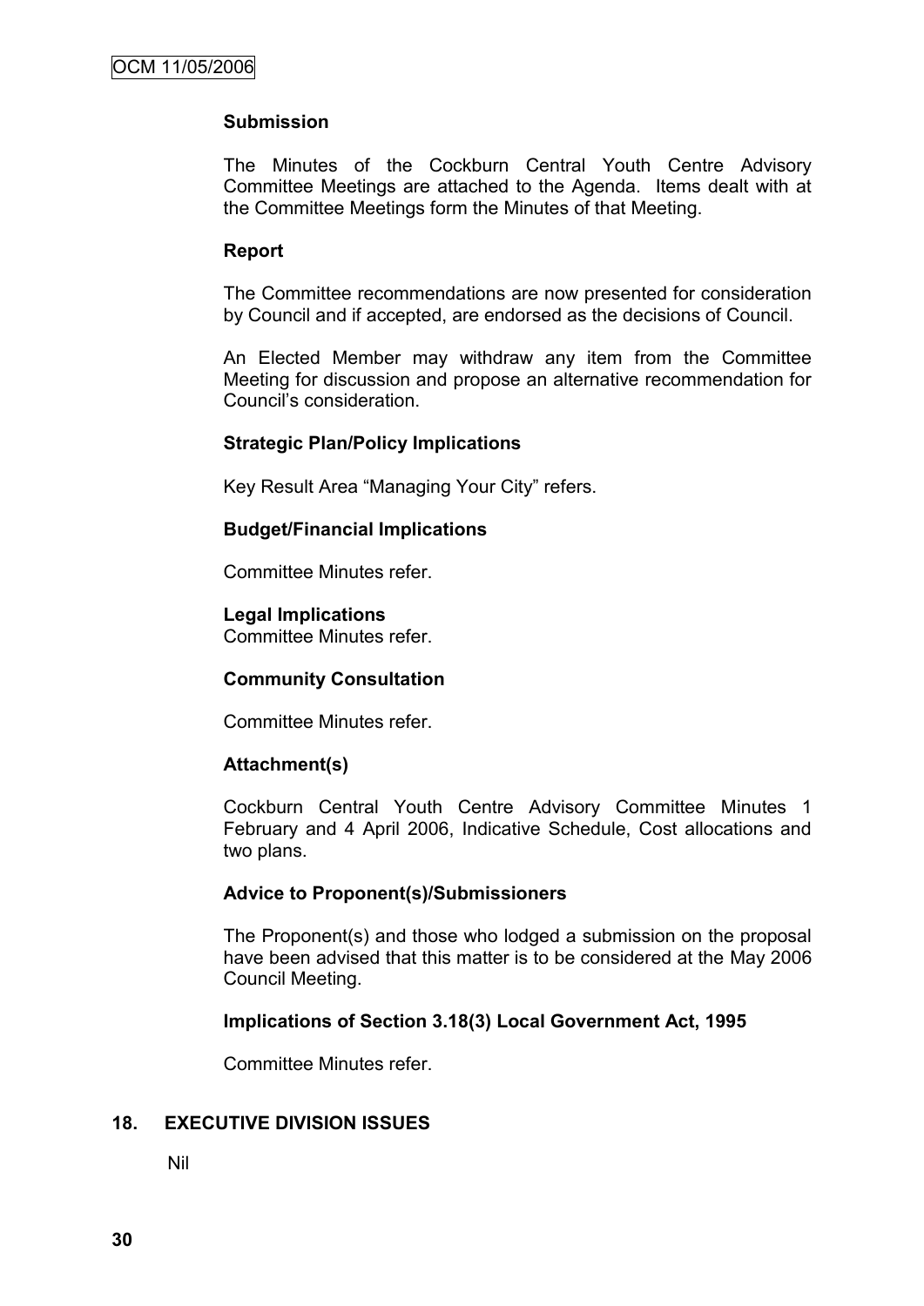**Submission**

The Minutes of the Cockburn Central Youth Centre Advisory Committee Meetings are attached to the Agenda. Items dealt with at the Committee Meetings form the Minutes of that Meeting.

**Report**

The Committee recommendations are now presented for consideration by Council and if accepted, are endorsed as the decisions of Council.

An Elected Member may withdraw any item from the Committee Meeting for discussion and propose an alternative recommendation for Council's consideration.

**Strategic Plan/Policy Implications**

Key Result Area "Managing Your City" refers.

**Budget/Financial Implications**

Committee Minutes refer.

**Legal Implications**

Committee Minutes refer.

**Community Consultation**

Committee Minutes refer.

**Attachment(s)**

Cockburn Central Youth Centre Advisory Committee Minutes 1 February and 4 April 2006, Indicative Schedule, Cost allocations and two plans.

**Advice to Proponent(s)/Submissioners**

The Proponent(s) and those who lodged a submission on the proposal have been advised that this matter is to be considered at the May 2006 Council Meeting.

**Implications of Section 3.18(3) Local Government Act, 1995**

Committee Minutes refer.

## 18. EXECUTIVE DIVISION ISSUES

Nil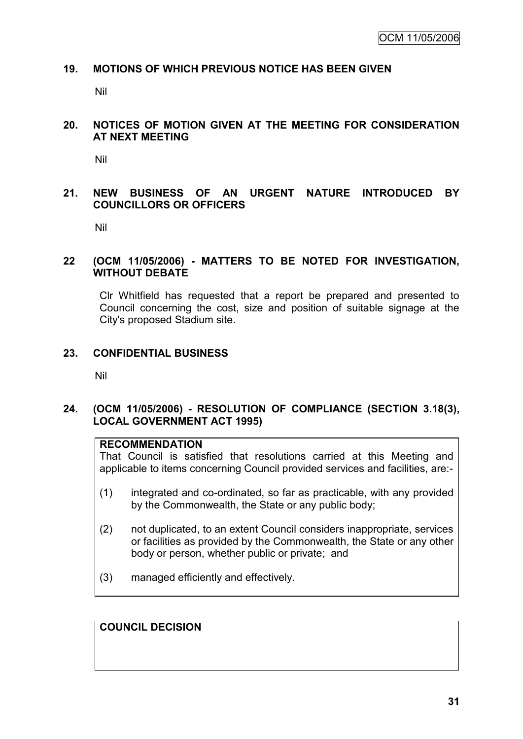## 19. MOTIONS OF WHICH PREVIOUS NOTICE HAS BEEN GIVEN

Nil

## 20. NOTICES OF MOTION GIVEN AT THE MEETING FOR CONSIDERATION AT NEXT MEETING

Nil

## 21. NEW BUSINESS OF AN URGENT NATURE INTRODUCED BY COUNCILLORS OR OFFICERS

Nil

## 22 (OCM 11/05/2006) - MATTERS TO BE NOTED FOR INVESTIGATION, WITHOUT DEBATE

Clr Whitfield has requested that a report be prepared and presented to Council concerning the cost, size and position of suitable signage at the City's proposed Stadium site.

## 23. CONFIDENTIAL BUSINESS

Nil

## 24. (OCM 11/05/2006) - RESOLUTION OF COMPLIANCE (SECTION 3.18(3), LOCAL GOVERNMENT ACT 1995)

**RECOMMENDATION**

That Council is satisfied that resolutions carried at this Meeting and applicable to items concerning Council provided services and facilities, are:-

(1) integrated and co-ordinated, so far as practicable, with any provided by the Commonwealth, the State or any public body;

(2) not duplicated, to an extent Council considers inappropriate, services or facilities as provided by the Commonwealth, the State or any other body or person, whether public or private; and

(3) managed efficiently and effectively.

**COUNCIL DECISION**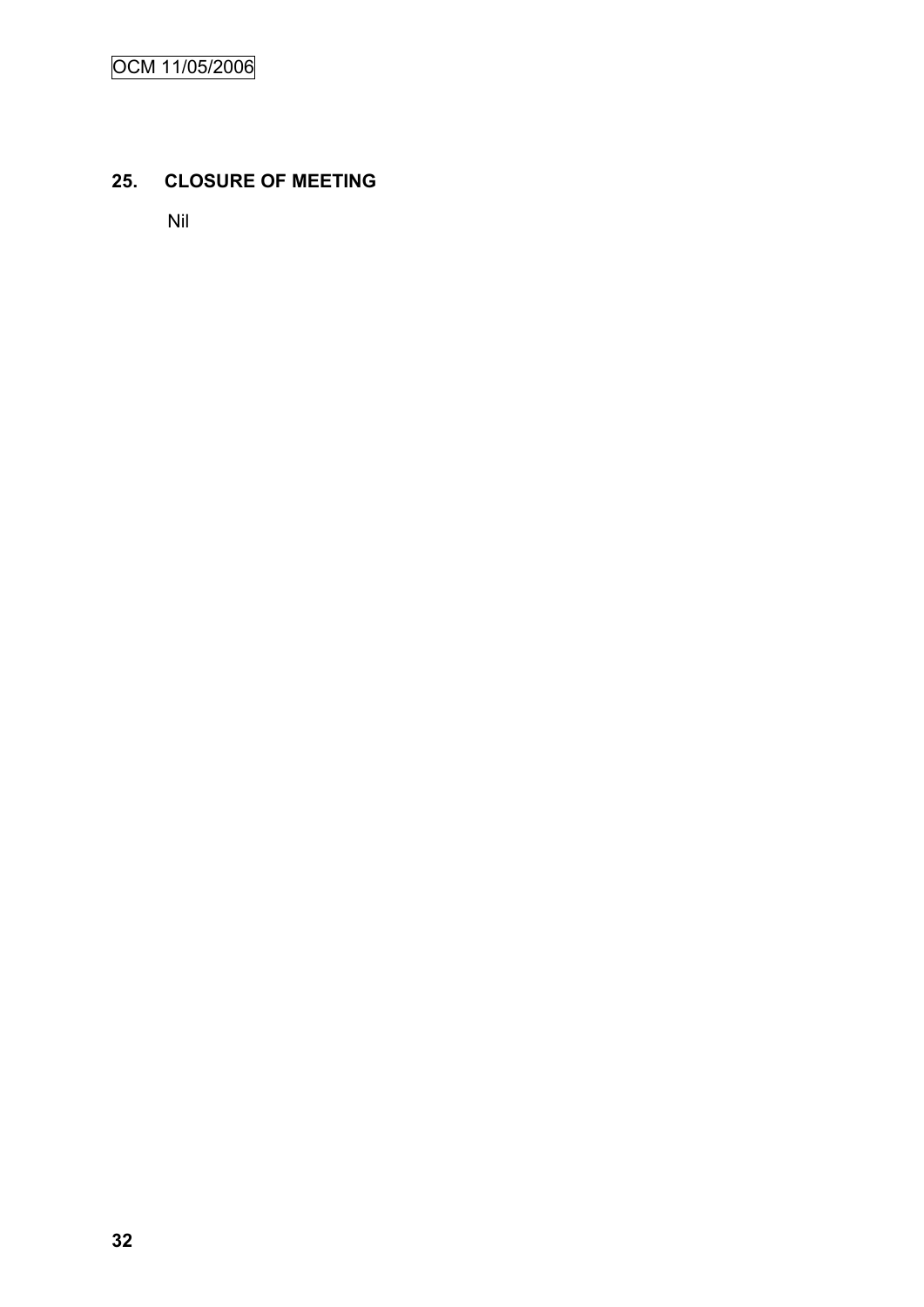## 25. CLOSURE OF MEETING

Nil